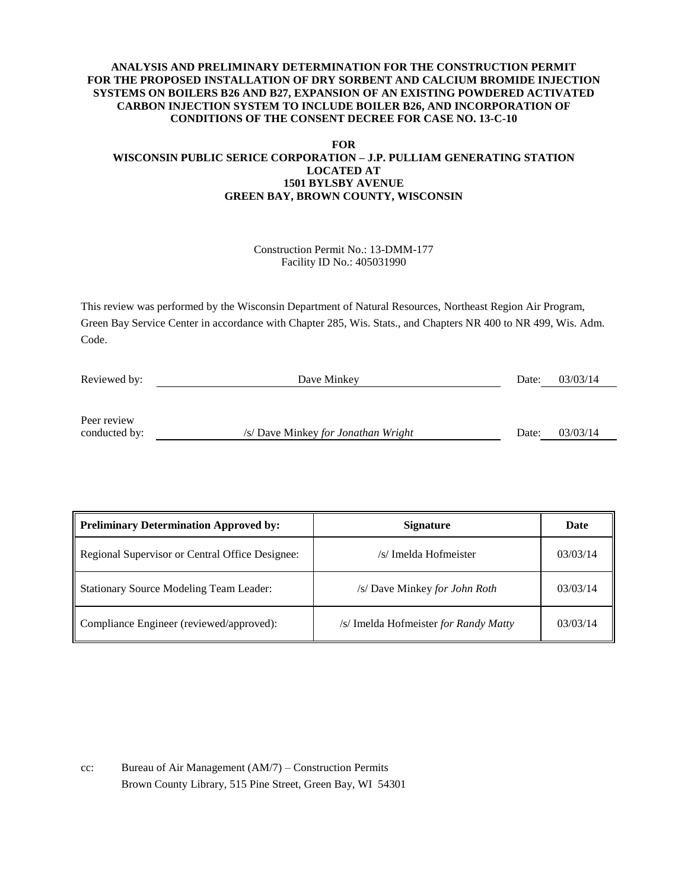**ANALYSIS AND PRELIMINARY DETERMINATION FOR THE CONSTRUCTION PERMIT FOR THE PROPOSED INSTALLATION OF DRY SORBENT AND CALCIUM BROMIDE INJECTION SYSTEMS ON BOILERS B26 AND B27, EXPANSION OF AN EXISTING POWDERED ACTIVATED CARBON INJECTION SYSTEM TO INCLUDE BOILER B26, AND INCORPORATION OF CONDITIONS OF THE CONSENT DECREE FOR CASE NO. 13-C-10**

**FOR**

**WISCONSIN PUBLIC SERICE CORPORATION – J.P. PULLIAM GENERATING STATION**
**LOCATED AT**
**1501 BYLSBY AVENUE**
**GREEN BAY, BROWN COUNTY, WISCONSIN**

Construction Permit No.: 13-DMM-177
Facility ID No.: 405031990

This review was performed by the Wisconsin Department of Natural Resources, Northeast Region Air Program, Green Bay Service Center in accordance with Chapter 285, Wis. Stats., and Chapters NR 400 to NR 499, Wis. Adm. Code.

Reviewed by: Dave Minkey — Date: 03/03/14

Peer review conducted by: /s/ Dave Minkey *for Jonathan Wright* — Date: 03/03/14

| Preliminary Determination Approved by: | Signature | Date |
|---|---|---|
| Regional Supervisor or Central Office Designee: | /s/ Imelda Hofmeister | 03/03/14 |
| Stationary Source Modeling Team Leader: | /s/ Dave Minkey *for John Roth* | 03/03/14 |
| Compliance Engineer (reviewed/approved): | /s/ Imelda Hofmeister *for Randy Matty* | 03/03/14 |

cc: Bureau of Air Management (AM/7) – Construction Permits
Brown County Library, 515 Pine Street, Green Bay, WI 54301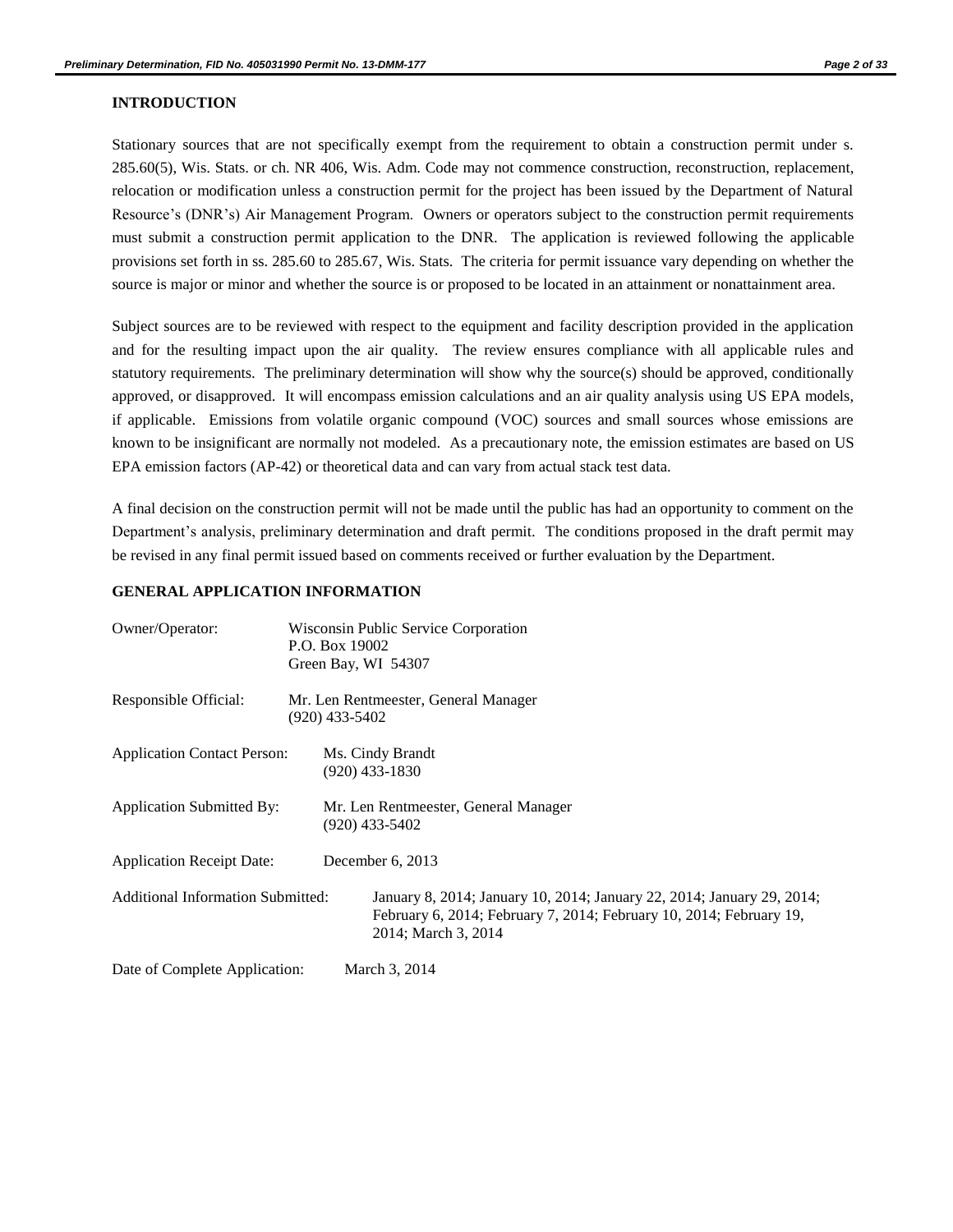## INTRODUCTION

Stationary sources that are not specifically exempt from the requirement to obtain a construction permit under s. 285.60(5), Wis. Stats. or ch. NR 406, Wis. Adm. Code may not commence construction, reconstruction, replacement, relocation or modification unless a construction permit for the project has been issued by the Department of Natural Resource's (DNR's) Air Management Program. Owners or operators subject to the construction permit requirements must submit a construction permit application to the DNR. The application is reviewed following the applicable provisions set forth in ss. 285.60 to 285.67, Wis. Stats. The criteria for permit issuance vary depending on whether the source is major or minor and whether the source is or proposed to be located in an attainment or nonattainment area.

Subject sources are to be reviewed with respect to the equipment and facility description provided in the application and for the resulting impact upon the air quality. The review ensures compliance with all applicable rules and statutory requirements. The preliminary determination will show why the source(s) should be approved, conditionally approved, or disapproved. It will encompass emission calculations and an air quality analysis using US EPA models, if applicable. Emissions from volatile organic compound (VOC) sources and small sources whose emissions are known to be insignificant are normally not modeled. As a precautionary note, the emission estimates are based on US EPA emission factors (AP-42) or theoretical data and can vary from actual stack test data.

A final decision on the construction permit will not be made until the public has had an opportunity to comment on the Department's analysis, preliminary determination and draft permit. The conditions proposed in the draft permit may be revised in any final permit issued based on comments received or further evaluation by the Department.

## GENERAL APPLICATION INFORMATION

Owner/Operator: Wisconsin Public Service Corporation
P.O. Box 19002
Green Bay, WI 54307

Responsible Official: Mr. Len Rentmeester, General Manager
(920) 433-5402

Application Contact Person: Ms. Cindy Brandt
(920) 433-1830

Application Submitted By: Mr. Len Rentmeester, General Manager
(920) 433-5402

Application Receipt Date: December 6, 2013

Additional Information Submitted: January 8, 2014; January 10, 2014; January 22, 2014; January 29, 2014; February 6, 2014; February 7, 2014; February 10, 2014; February 19, 2014; March 3, 2014

Date of Complete Application: March 3, 2014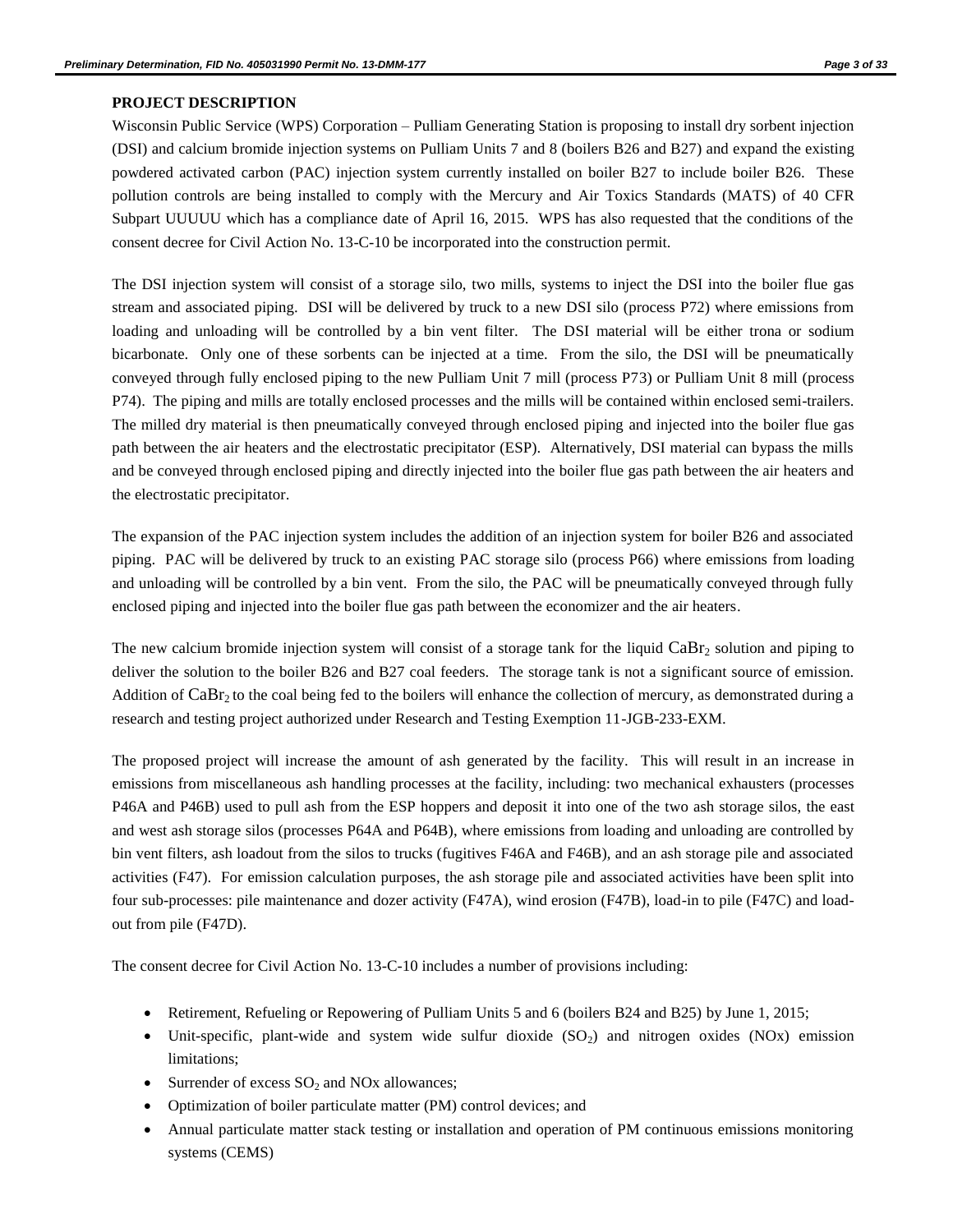## PROJECT DESCRIPTION

Wisconsin Public Service (WPS) Corporation – Pulliam Generating Station is proposing to install dry sorbent injection (DSI) and calcium bromide injection systems on Pulliam Units 7 and 8 (boilers B26 and B27) and expand the existing powdered activated carbon (PAC) injection system currently installed on boiler B27 to include boiler B26. These pollution controls are being installed to comply with the Mercury and Air Toxics Standards (MATS) of 40 CFR Subpart UUUUU which has a compliance date of April 16, 2015. WPS has also requested that the conditions of the consent decree for Civil Action No. 13-C-10 be incorporated into the construction permit.

The DSI injection system will consist of a storage silo, two mills, systems to inject the DSI into the boiler flue gas stream and associated piping. DSI will be delivered by truck to a new DSI silo (process P72) where emissions from loading and unloading will be controlled by a bin vent filter. The DSI material will be either trona or sodium bicarbonate. Only one of these sorbents can be injected at a time. From the silo, the DSI will be pneumatically conveyed through fully enclosed piping to the new Pulliam Unit 7 mill (process P73) or Pulliam Unit 8 mill (process P74). The piping and mills are totally enclosed processes and the mills will be contained within enclosed semi-trailers. The milled dry material is then pneumatically conveyed through enclosed piping and injected into the boiler flue gas path between the air heaters and the electrostatic precipitator (ESP). Alternatively, DSI material can bypass the mills and be conveyed through enclosed piping and directly injected into the boiler flue gas path between the air heaters and the electrostatic precipitator.

The expansion of the PAC injection system includes the addition of an injection system for boiler B26 and associated piping. PAC will be delivered by truck to an existing PAC storage silo (process P66) where emissions from loading and unloading will be controlled by a bin vent. From the silo, the PAC will be pneumatically conveyed through fully enclosed piping and injected into the boiler flue gas path between the economizer and the air heaters.

The new calcium bromide injection system will consist of a storage tank for the liquid $CaBr_2$ solution and piping to deliver the solution to the boiler B26 and B27 coal feeders. The storage tank is not a significant source of emission. Addition of $CaBr_2$ to the coal being fed to the boilers will enhance the collection of mercury, as demonstrated during a research and testing project authorized under Research and Testing Exemption 11-JGB-233-EXM.

The proposed project will increase the amount of ash generated by the facility. This will result in an increase in emissions from miscellaneous ash handling processes at the facility, including: two mechanical exhausters (processes P46A and P46B) used to pull ash from the ESP hoppers and deposit it into one of the two ash storage silos, the east and west ash storage silos (processes P64A and P64B), where emissions from loading and unloading are controlled by bin vent filters, ash loadout from the silos to trucks (fugitives F46A and F46B), and an ash storage pile and associated activities (F47). For emission calculation purposes, the ash storage pile and associated activities have been split into four sub-processes: pile maintenance and dozer activity (F47A), wind erosion (F47B), load-in to pile (F47C) and load-out from pile (F47D).

The consent decree for Civil Action No. 13-C-10 includes a number of provisions including:

- Retirement, Refueling or Repowering of Pulliam Units 5 and 6 (boilers B24 and B25) by June 1, 2015;
- Unit-specific, plant-wide and system wide sulfur dioxide ($SO_2$) and nitrogen oxides (NOx) emission limitations;
- Surrender of excess $SO_2$ and NOx allowances;
- Optimization of boiler particulate matter (PM) control devices; and
- Annual particulate matter stack testing or installation and operation of PM continuous emissions monitoring systems (CEMS)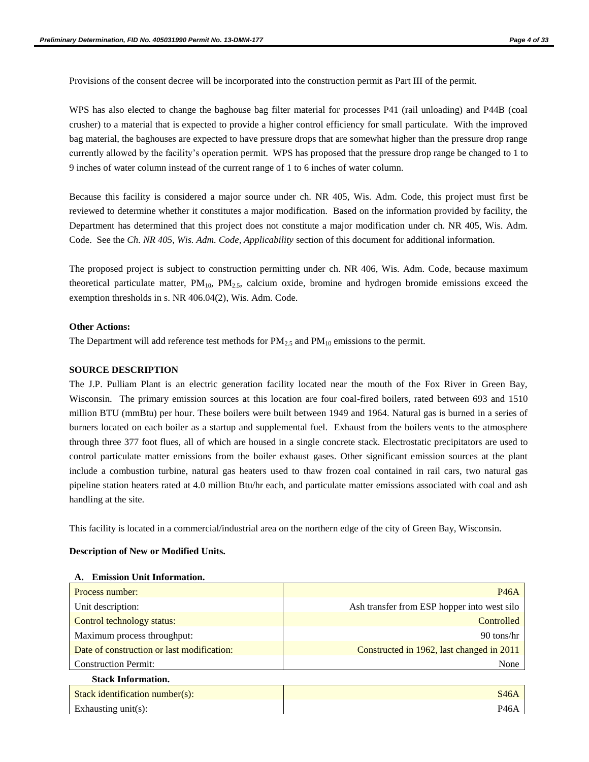Provisions of the consent decree will be incorporated into the construction permit as Part III of the permit.

WPS has also elected to change the baghouse bag filter material for processes P41 (rail unloading) and P44B (coal crusher) to a material that is expected to provide a higher control efficiency for small particulate. With the improved bag material, the baghouses are expected to have pressure drops that are somewhat higher than the pressure drop range currently allowed by the facility's operation permit. WPS has proposed that the pressure drop range be changed to 1 to 9 inches of water column instead of the current range of 1 to 6 inches of water column.

Because this facility is considered a major source under ch. NR 405, Wis. Adm. Code, this project must first be reviewed to determine whether it constitutes a major modification. Based on the information provided by facility, the Department has determined that this project does not constitute a major modification under ch. NR 405, Wis. Adm. Code. See the *Ch. NR 405, Wis. Adm. Code, Applicability* section of this document for additional information.

The proposed project is subject to construction permitting under ch. NR 406, Wis. Adm. Code, because maximum theoretical particulate matter, $PM_{10}$, $PM_{2.5}$, calcium oxide, bromine and hydrogen bromide emissions exceed the exemption thresholds in s. NR 406.04(2), Wis. Adm. Code.

**Other Actions:**

The Department will add reference test methods for $PM_{2.5}$ and $PM_{10}$ emissions to the permit.

**SOURCE DESCRIPTION**

The J.P. Pulliam Plant is an electric generation facility located near the mouth of the Fox River in Green Bay, Wisconsin. The primary emission sources at this location are four coal-fired boilers, rated between 693 and 1510 million BTU (mmBtu) per hour. These boilers were built between 1949 and 1964. Natural gas is burned in a series of burners located on each boiler as a startup and supplemental fuel. Exhaust from the boilers vents to the atmosphere through three 377 foot flues, all of which are housed in a single concrete stack. Electrostatic precipitators are used to control particulate matter emissions from the boiler exhaust gases. Other significant emission sources at the plant include a combustion turbine, natural gas heaters used to thaw frozen coal contained in rail cars, two natural gas pipeline station heaters rated at 4.0 million Btu/hr each, and particulate matter emissions associated with coal and ash handling at the site.

This facility is located in a commercial/industrial area on the northern edge of the city of Green Bay, Wisconsin.

**Description of New or Modified Units.**

**A. Emission Unit Information.**

| | |
|---|---|
| Process number: | P46A |
| Unit description: | Ash transfer from ESP hopper into west silo |
| Control technology status: | Controlled |
| Maximum process throughput: | 90 tons/hr |
| Date of construction or last modification: | Constructed in 1962, last changed in 2011 |
| Construction Permit: | None |

**Stack Information.**

| | |
|---|---|
| Stack identification number(s): | S46A |
| Exhausting unit(s): | P46A |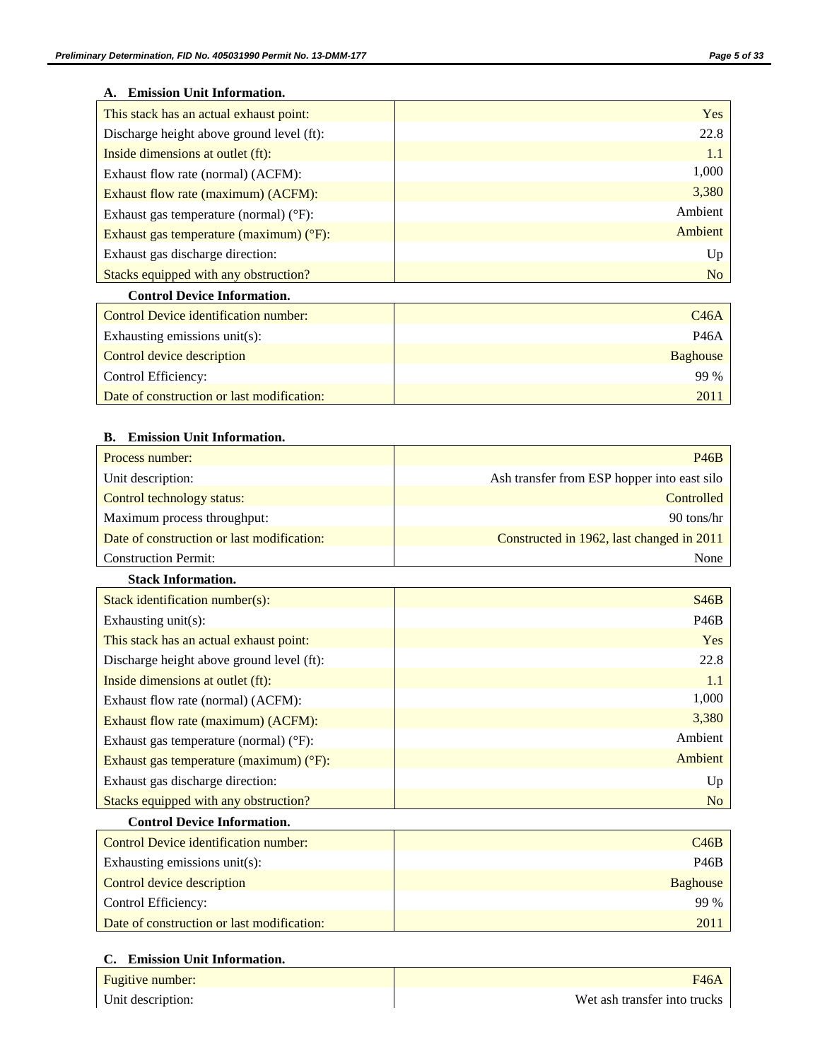### A. Emission Unit Information.

| | |
|---|---|
| This stack has an actual exhaust point: | Yes |
| Discharge height above ground level (ft): | 22.8 |
| Inside dimensions at outlet (ft): | 1.1 |
| Exhaust flow rate (normal) (ACFM): | 1,000 |
| Exhaust flow rate (maximum) (ACFM): | 3,380 |
| Exhaust gas temperature (normal) (°F): | Ambient |
| Exhaust gas temperature (maximum) (°F): | Ambient |
| Exhaust gas discharge direction: | Up |
| Stacks equipped with any obstruction? | No |

**Control Device Information.**

| | |
|---|---|
| Control Device identification number: | C46A |
| Exhausting emissions unit(s): | P46A |
| Control device description | Baghouse |
| Control Efficiency: | 99 % |
| Date of construction or last modification: | 2011 |

### B. Emission Unit Information.

| | |
|---|---|
| Process number: | P46B |
| Unit description: | Ash transfer from ESP hopper into east silo |
| Control technology status: | Controlled |
| Maximum process throughput: | 90 tons/hr |
| Date of construction or last modification: | Constructed in 1962, last changed in 2011 |
| Construction Permit: | None |

**Stack Information.**

| | |
|---|---|
| Stack identification number(s): | S46B |
| Exhausting unit(s): | P46B |
| This stack has an actual exhaust point: | Yes |
| Discharge height above ground level (ft): | 22.8 |
| Inside dimensions at outlet (ft): | 1.1 |
| Exhaust flow rate (normal) (ACFM): | 1,000 |
| Exhaust flow rate (maximum) (ACFM): | 3,380 |
| Exhaust gas temperature (normal) (°F): | Ambient |
| Exhaust gas temperature (maximum) (°F): | Ambient |
| Exhaust gas discharge direction: | Up |
| Stacks equipped with any obstruction? | No |

**Control Device Information.**

| | |
|---|---|
| Control Device identification number: | C46B |
| Exhausting emissions unit(s): | P46B |
| Control device description | Baghouse |
| Control Efficiency: | 99 % |
| Date of construction or last modification: | 2011 |

### C. Emission Unit Information.

| | |
|---|---|
| Fugitive number: | F46A |
| Unit description: | Wet ash transfer into trucks |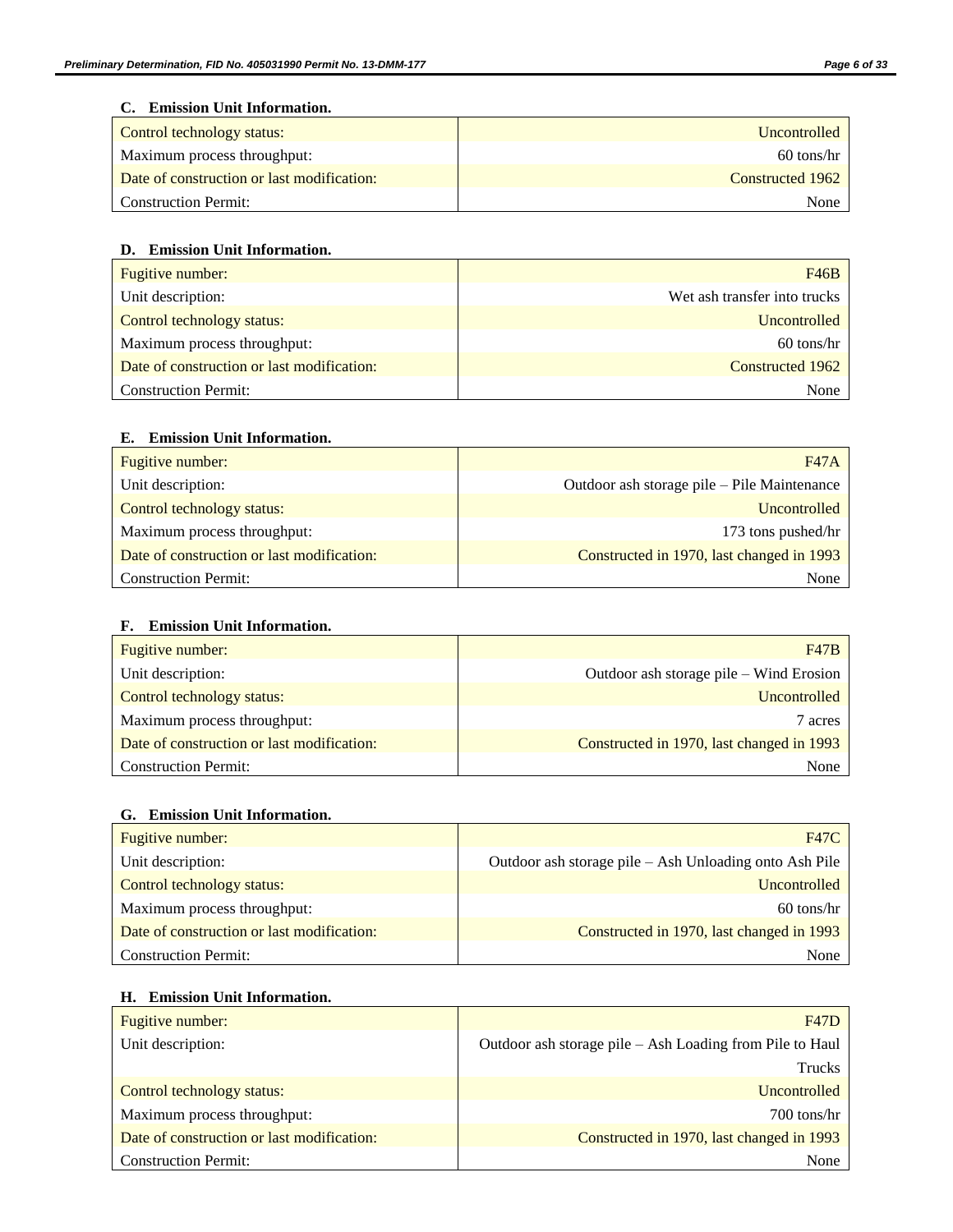### C. Emission Unit Information.

| | |
|---|---|
| Control technology status: | Uncontrolled |
| Maximum process throughput: | 60 tons/hr |
| Date of construction or last modification: | Constructed 1962 |
| Construction Permit: | None |

### D. Emission Unit Information.

| | |
|---|---|
| Fugitive number: | F46B |
| Unit description: | Wet ash transfer into trucks |
| Control technology status: | Uncontrolled |
| Maximum process throughput: | 60 tons/hr |
| Date of construction or last modification: | Constructed 1962 |
| Construction Permit: | None |

### E. Emission Unit Information.

| | |
|---|---|
| Fugitive number: | F47A |
| Unit description: | Outdoor ash storage pile – Pile Maintenance |
| Control technology status: | Uncontrolled |
| Maximum process throughput: | 173 tons pushed/hr |
| Date of construction or last modification: | Constructed in 1970, last changed in 1993 |
| Construction Permit: | None |

### F. Emission Unit Information.

| | |
|---|---|
| Fugitive number: | F47B |
| Unit description: | Outdoor ash storage pile – Wind Erosion |
| Control technology status: | Uncontrolled |
| Maximum process throughput: | 7 acres |
| Date of construction or last modification: | Constructed in 1970, last changed in 1993 |
| Construction Permit: | None |

### G. Emission Unit Information.

| | |
|---|---|
| Fugitive number: | F47C |
| Unit description: | Outdoor ash storage pile – Ash Unloading onto Ash Pile |
| Control technology status: | Uncontrolled |
| Maximum process throughput: | 60 tons/hr |
| Date of construction or last modification: | Constructed in 1970, last changed in 1993 |
| Construction Permit: | None |

### H. Emission Unit Information.

| | |
|---|---|
| Fugitive number: | F47D |
| Unit description: | Outdoor ash storage pile – Ash Loading from Pile to Haul Trucks |
| Control technology status: | Uncontrolled |
| Maximum process throughput: | 700 tons/hr |
| Date of construction or last modification: | Constructed in 1970, last changed in 1993 |
| Construction Permit: | None |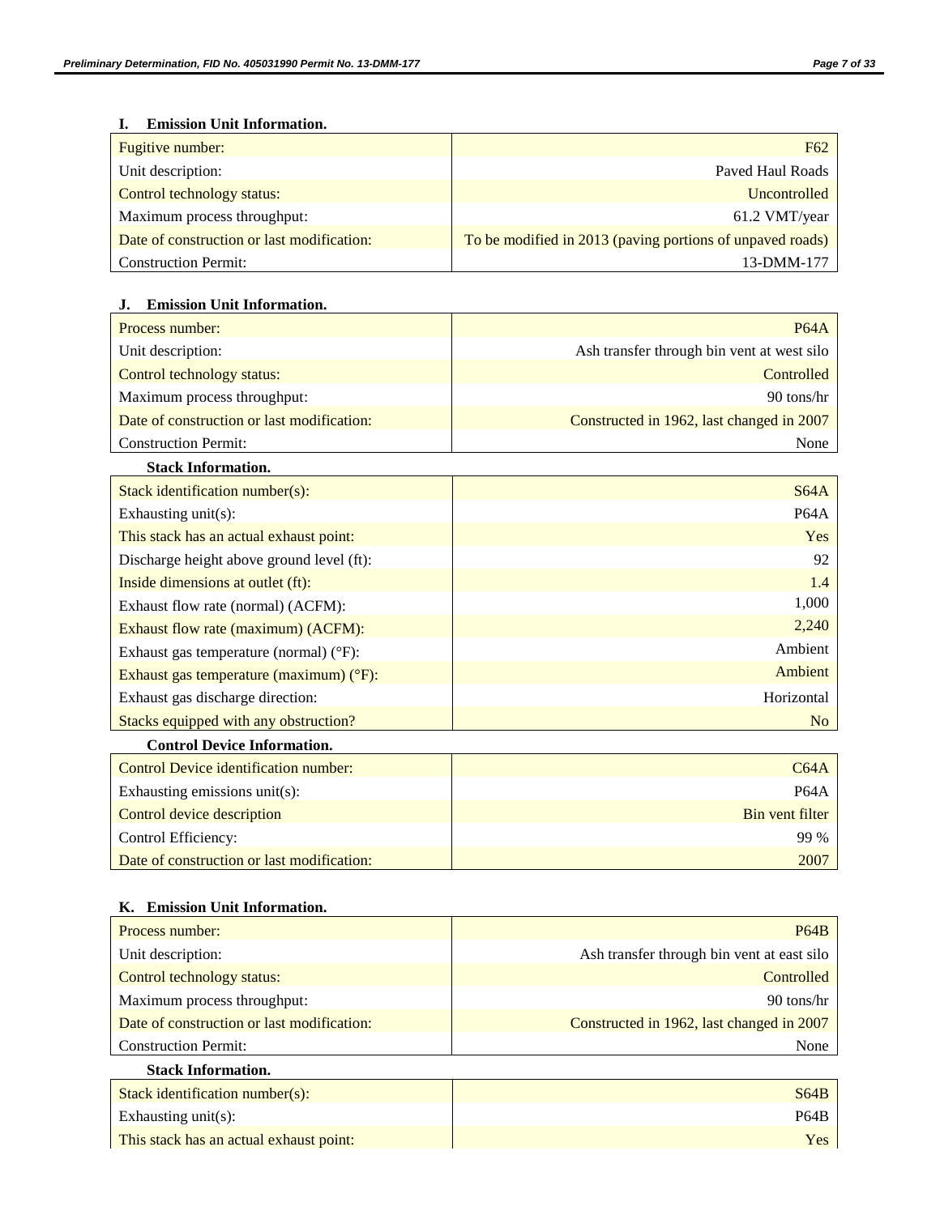### I. Emission Unit Information.

| | |
|---|---|
| Fugitive number: | F62 |
| Unit description: | Paved Haul Roads |
| Control technology status: | Uncontrolled |
| Maximum process throughput: | 61.2 VMT/year |
| Date of construction or last modification: | To be modified in 2013 (paving portions of unpaved roads) |
| Construction Permit: | 13-DMM-177 |

### J. Emission Unit Information.

| | |
|---|---|
| Process number: | P64A |
| Unit description: | Ash transfer through bin vent at west silo |
| Control technology status: | Controlled |
| Maximum process throughput: | 90 tons/hr |
| Date of construction or last modification: | Constructed in 1962, last changed in 2007 |
| Construction Permit: | None |

**Stack Information.**

| | |
|---|---|
| Stack identification number(s): | S64A |
| Exhausting unit(s): | P64A |
| This stack has an actual exhaust point: | Yes |
| Discharge height above ground level (ft): | 92 |
| Inside dimensions at outlet (ft): | 1.4 |
| Exhaust flow rate (normal) (ACFM): | 1,000 |
| Exhaust flow rate (maximum) (ACFM): | 2,240 |
| Exhaust gas temperature (normal) (°F): | Ambient |
| Exhaust gas temperature (maximum) (°F): | Ambient |
| Exhaust gas discharge direction: | Horizontal |
| Stacks equipped with any obstruction? | No |

**Control Device Information.**

| | |
|---|---|
| Control Device identification number: | C64A |
| Exhausting emissions unit(s): | P64A |
| Control device description | Bin vent filter |
| Control Efficiency: | 99 % |
| Date of construction or last modification: | 2007 |

### K. Emission Unit Information.

| | |
|---|---|
| Process number: | P64B |
| Unit description: | Ash transfer through bin vent at east silo |
| Control technology status: | Controlled |
| Maximum process throughput: | 90 tons/hr |
| Date of construction or last modification: | Constructed in 1962, last changed in 2007 |
| Construction Permit: | None |

**Stack Information.**

| | |
|---|---|
| Stack identification number(s): | S64B |
| Exhausting unit(s): | P64B |
| This stack has an actual exhaust point: | Yes |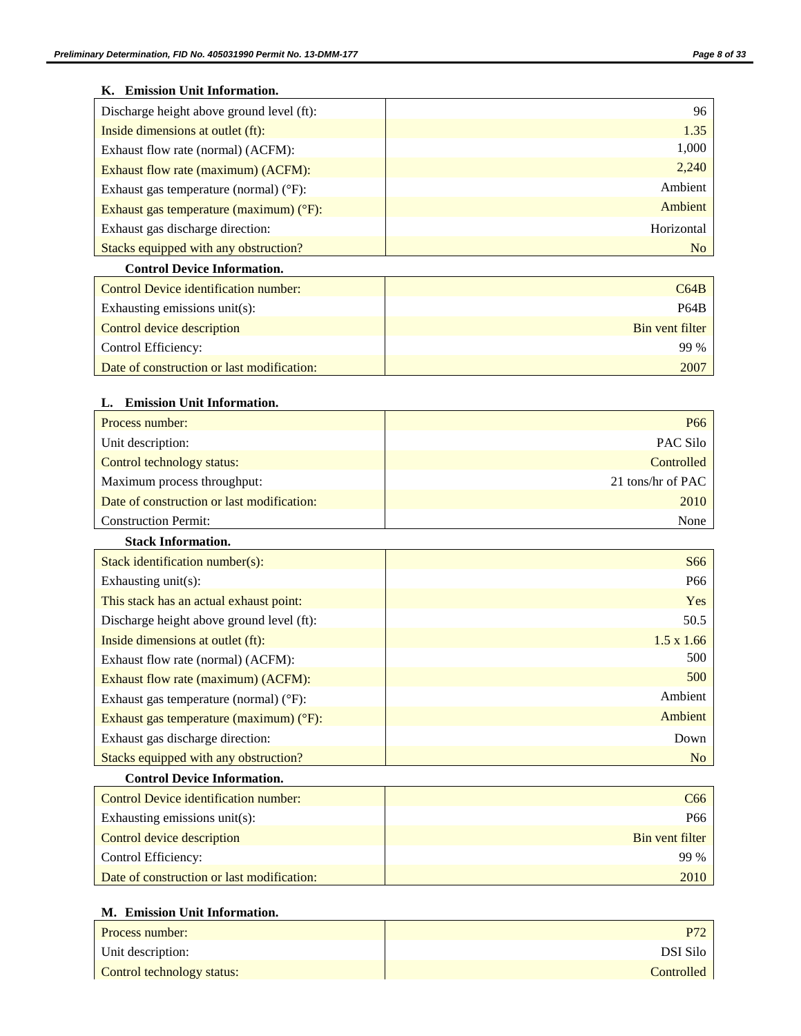### K. Emission Unit Information.

| | |
|---|---|
| Discharge height above ground level (ft): | 96 |
| Inside dimensions at outlet (ft): | 1.35 |
| Exhaust flow rate (normal) (ACFM): | 1,000 |
| Exhaust flow rate (maximum) (ACFM): | 2,240 |
| Exhaust gas temperature (normal) (°F): | Ambient |
| Exhaust gas temperature (maximum) (°F): | Ambient |
| Exhaust gas discharge direction: | Horizontal |
| Stacks equipped with any obstruction? | No |

**Control Device Information.**

| | |
|---|---|
| Control Device identification number: | C64B |
| Exhausting emissions unit(s): | P64B |
| Control device description | Bin vent filter |
| Control Efficiency: | 99 % |
| Date of construction or last modification: | 2007 |

### L. Emission Unit Information.

| | |
|---|---|
| Process number: | P66 |
| Unit description: | PAC Silo |
| Control technology status: | Controlled |
| Maximum process throughput: | 21 tons/hr of PAC |
| Date of construction or last modification: | 2010 |
| Construction Permit: | None |

**Stack Information.**

| | |
|---|---|
| Stack identification number(s): | S66 |
| Exhausting unit(s): | P66 |
| This stack has an actual exhaust point: | Yes |
| Discharge height above ground level (ft): | 50.5 |
| Inside dimensions at outlet (ft): | 1.5 x 1.66 |
| Exhaust flow rate (normal) (ACFM): | 500 |
| Exhaust flow rate (maximum) (ACFM): | 500 |
| Exhaust gas temperature (normal) (°F): | Ambient |
| Exhaust gas temperature (maximum) (°F): | Ambient |
| Exhaust gas discharge direction: | Down |
| Stacks equipped with any obstruction? | No |

**Control Device Information.**

| | |
|---|---|
| Control Device identification number: | C66 |
| Exhausting emissions unit(s): | P66 |
| Control device description | Bin vent filter |
| Control Efficiency: | 99 % |
| Date of construction or last modification: | 2010 |

### M. Emission Unit Information.

| | |
|---|---|
| Process number: | P72 |
| Unit description: | DSI Silo |
| Control technology status: | Controlled |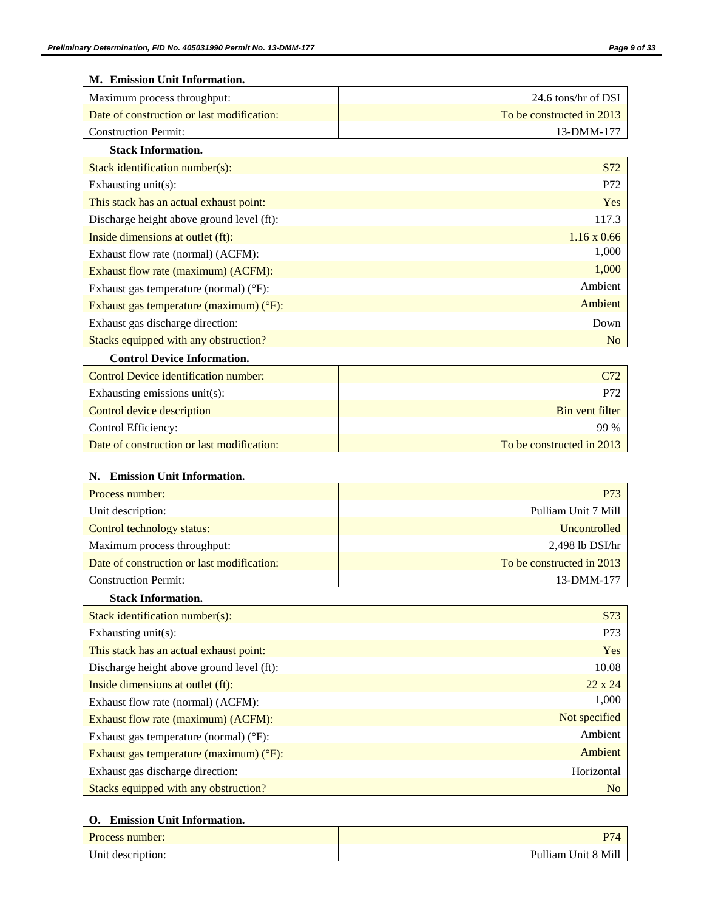### M. Emission Unit Information.

| | |
|---|---|
| Maximum process throughput: | 24.6 tons/hr of DSI |
| Date of construction or last modification: | To be constructed in 2013 |
| Construction Permit: | 13-DMM-177 |

#### Stack Information.

| | |
|---|---|
| Stack identification number(s): | S72 |
| Exhausting unit(s): | P72 |
| This stack has an actual exhaust point: | Yes |
| Discharge height above ground level (ft): | 117.3 |
| Inside dimensions at outlet (ft): | 1.16 x 0.66 |
| Exhaust flow rate (normal) (ACFM): | 1,000 |
| Exhaust flow rate (maximum) (ACFM): | 1,000 |
| Exhaust gas temperature (normal) (°F): | Ambient |
| Exhaust gas temperature (maximum) (°F): | Ambient |
| Exhaust gas discharge direction: | Down |
| Stacks equipped with any obstruction? | No |

#### Control Device Information.

| | |
|---|---|
| Control Device identification number: | C72 |
| Exhausting emissions unit(s): | P72 |
| Control device description | Bin vent filter |
| Control Efficiency: | 99 % |
| Date of construction or last modification: | To be constructed in 2013 |

### N. Emission Unit Information.

| | |
|---|---|
| Process number: | P73 |
| Unit description: | Pulliam Unit 7 Mill |
| Control technology status: | Uncontrolled |
| Maximum process throughput: | 2,498 lb DSI/hr |
| Date of construction or last modification: | To be constructed in 2013 |
| Construction Permit: | 13-DMM-177 |

#### Stack Information.

| | |
|---|---|
| Stack identification number(s): | S73 |
| Exhausting unit(s): | P73 |
| This stack has an actual exhaust point: | Yes |
| Discharge height above ground level (ft): | 10.08 |
| Inside dimensions at outlet (ft): | 22 x 24 |
| Exhaust flow rate (normal) (ACFM): | 1,000 |
| Exhaust flow rate (maximum) (ACFM): | Not specified |
| Exhaust gas temperature (normal) (°F): | Ambient |
| Exhaust gas temperature (maximum) (°F): | Ambient |
| Exhaust gas discharge direction: | Horizontal |
| Stacks equipped with any obstruction? | No |

### O. Emission Unit Information.

| | |
|---|---|
| Process number: | P74 |
| Unit description: | Pulliam Unit 8 Mill |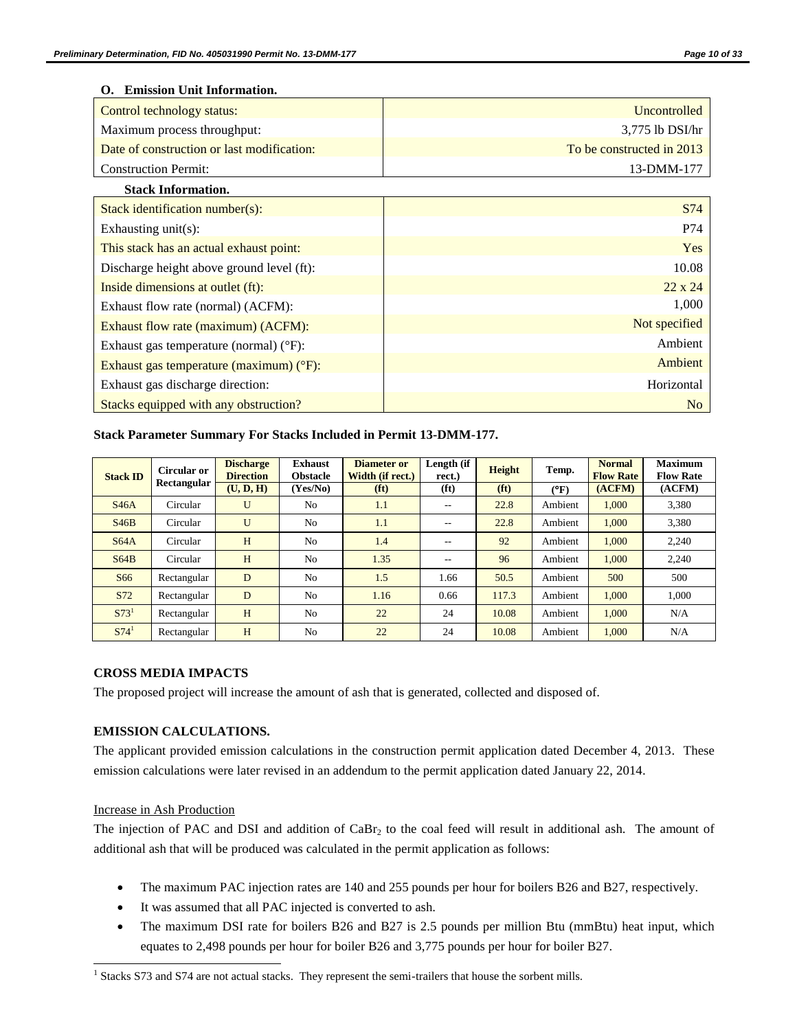## O. Emission Unit Information.

| | |
|---|---|
| Control technology status: | Uncontrolled |
| Maximum process throughput: | 3,775 lb DSI/hr |
| Date of construction or last modification: | To be constructed in 2013 |
| Construction Permit: | 13-DMM-177 |

### Stack Information.

| | |
|---|---|
| Stack identification number(s): | S74 |
| Exhausting unit(s): | P74 |
| This stack has an actual exhaust point: | Yes |
| Discharge height above ground level (ft): | 10.08 |
| Inside dimensions at outlet (ft): | 22 x 24 |
| Exhaust flow rate (normal) (ACFM): | 1,000 |
| Exhaust flow rate (maximum) (ACFM): | Not specified |
| Exhaust gas temperature (normal) (°F): | Ambient |
| Exhaust gas temperature (maximum) (°F): | Ambient |
| Exhaust gas discharge direction: | Horizontal |
| Stacks equipped with any obstruction? | No |

**Stack Parameter Summary For Stacks Included in Permit 13-DMM-177.**

| Stack ID | Circular or Rectangular | Discharge Direction (U, D, H) | Exhaust Obstacle (Yes/No) | Diameter or Width (if rect.) (ft) | Length (if rect.) (ft) | Height (ft) | Temp. (°F) | Normal Flow Rate (ACFM) | Maximum Flow Rate (ACFM) |
|---|---|---|---|---|---|---|---|---|---|
| S46A | Circular | U | No | 1.1 | -- | 22.8 | Ambient | 1,000 | 3,380 |
| S46B | Circular | U | No | 1.1 | -- | 22.8 | Ambient | 1,000 | 3,380 |
| S64A | Circular | H | No | 1.4 | -- | 92 | Ambient | 1,000 | 2,240 |
| S64B | Circular | H | No | 1.35 | -- | 96 | Ambient | 1,000 | 2,240 |
| S66 | Rectangular | D | No | 1.5 | 1.66 | 50.5 | Ambient | 500 | 500 |
| S72 | Rectangular | D | No | 1.16 | 0.66 | 117.3 | Ambient | 1,000 | 1,000 |
| S73[1] | Rectangular | H | No | 22 | 24 | 10.08 | Ambient | 1,000 | N/A |
| S74[1] | Rectangular | H | No | 22 | 24 | 10.08 | Ambient | 1,000 | N/A |

## CROSS MEDIA IMPACTS

The proposed project will increase the amount of ash that is generated, collected and disposed of.

## EMISSION CALCULATIONS.

The applicant provided emission calculations in the construction permit application dated December 4, 2013. These emission calculations were later revised in an addendum to the permit application dated January 22, 2014.

Increase in Ash Production

The injection of PAC and DSI and addition of $CaBr_2$ to the coal feed will result in additional ash. The amount of additional ash that will be produced was calculated in the permit application as follows:

- The maximum PAC injection rates are 140 and 255 pounds per hour for boilers B26 and B27, respectively.
- It was assumed that all PAC injected is converted to ash.
- The maximum DSI rate for boilers B26 and B27 is 2.5 pounds per million Btu (mmBtu) heat input, which equates to 2,498 pounds per hour for boiler B26 and 3,775 pounds per hour for boiler B27.

[1] Stacks S73 and S74 are not actual stacks. They represent the semi-trailers that house the sorbent mills.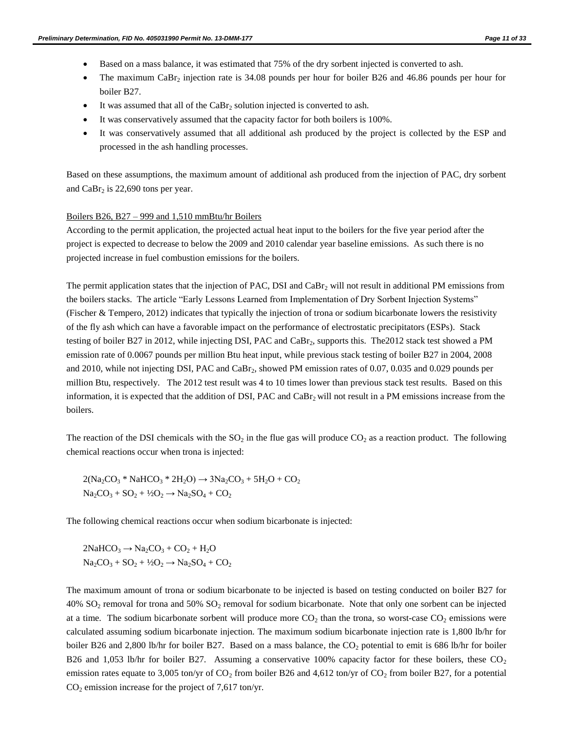- Based on a mass balance, it was estimated that 75% of the dry sorbent injected is converted to ash.
- The maximum $CaBr_2$ injection rate is 34.08 pounds per hour for boiler B26 and 46.86 pounds per hour for boiler B27.
- It was assumed that all of the $CaBr_2$ solution injected is converted to ash.
- It was conservatively assumed that the capacity factor for both boilers is 100%.
- It was conservatively assumed that all additional ash produced by the project is collected by the ESP and processed in the ash handling processes.

Based on these assumptions, the maximum amount of additional ash produced from the injection of PAC, dry sorbent and $CaBr_2$ is 22,690 tons per year.

Boilers B26, B27 – 999 and 1,510 mmBtu/hr Boilers

According to the permit application, the projected actual heat input to the boilers for the five year period after the project is expected to decrease to below the 2009 and 2010 calendar year baseline emissions. As such there is no projected increase in fuel combustion emissions for the boilers.

The permit application states that the injection of PAC, DSI and $CaBr_2$ will not result in additional PM emissions from the boilers stacks. The article "Early Lessons Learned from Implementation of Dry Sorbent Injection Systems" (Fischer & Tempero, 2012) indicates that typically the injection of trona or sodium bicarbonate lowers the resistivity of the fly ash which can have a favorable impact on the performance of electrostatic precipitators (ESPs). Stack testing of boiler B27 in 2012, while injecting DSI, PAC and $CaBr_2$, supports this. The2012 stack test showed a PM emission rate of 0.0067 pounds per million Btu heat input, while previous stack testing of boiler B27 in 2004, 2008 and 2010, while not injecting DSI, PAC and $CaBr_2$, showed PM emission rates of 0.07, 0.035 and 0.029 pounds per million Btu, respectively. The 2012 test result was 4 to 10 times lower than previous stack test results. Based on this information, it is expected that the addition of DSI, PAC and $CaBr_2$ will not result in a PM emissions increase from the boilers.

The reaction of the DSI chemicals with the $SO_2$ in the flue gas will produce $CO_2$ as a reaction product. The following chemical reactions occur when trona is injected:

$$2(Na_2CO_3 * NaHCO_3 * 2H_2O) \rightarrow 3Na_2CO_3 + 5H_2O + CO_2$$
$$Na_2CO_3 + SO_2 + ½O_2 \rightarrow Na_2SO_4 + CO_2$$

The following chemical reactions occur when sodium bicarbonate is injected:

$$2NaHCO_3 \rightarrow Na_2CO_3 + CO_2 + H_2O$$
$$Na_2CO_3 + SO_2 + ½O_2 \rightarrow Na_2SO_4 + CO_2$$

The maximum amount of trona or sodium bicarbonate to be injected is based on testing conducted on boiler B27 for 40% $SO_2$ removal for trona and 50% $SO_2$ removal for sodium bicarbonate. Note that only one sorbent can be injected at a time. The sodium bicarbonate sorbent will produce more $CO_2$ than the trona, so worst-case $CO_2$ emissions were calculated assuming sodium bicarbonate injection. The maximum sodium bicarbonate injection rate is 1,800 lb/hr for boiler B26 and 2,800 lb/hr for boiler B27. Based on a mass balance, the $CO_2$ potential to emit is 686 lb/hr for boiler B26 and 1,053 lb/hr for boiler B27. Assuming a conservative 100% capacity factor for these boilers, these $CO_2$ emission rates equate to 3,005 ton/yr of $CO_2$ from boiler B26 and 4,612 ton/yr of $CO_2$ from boiler B27, for a potential $CO_2$ emission increase for the project of 7,617 ton/yr.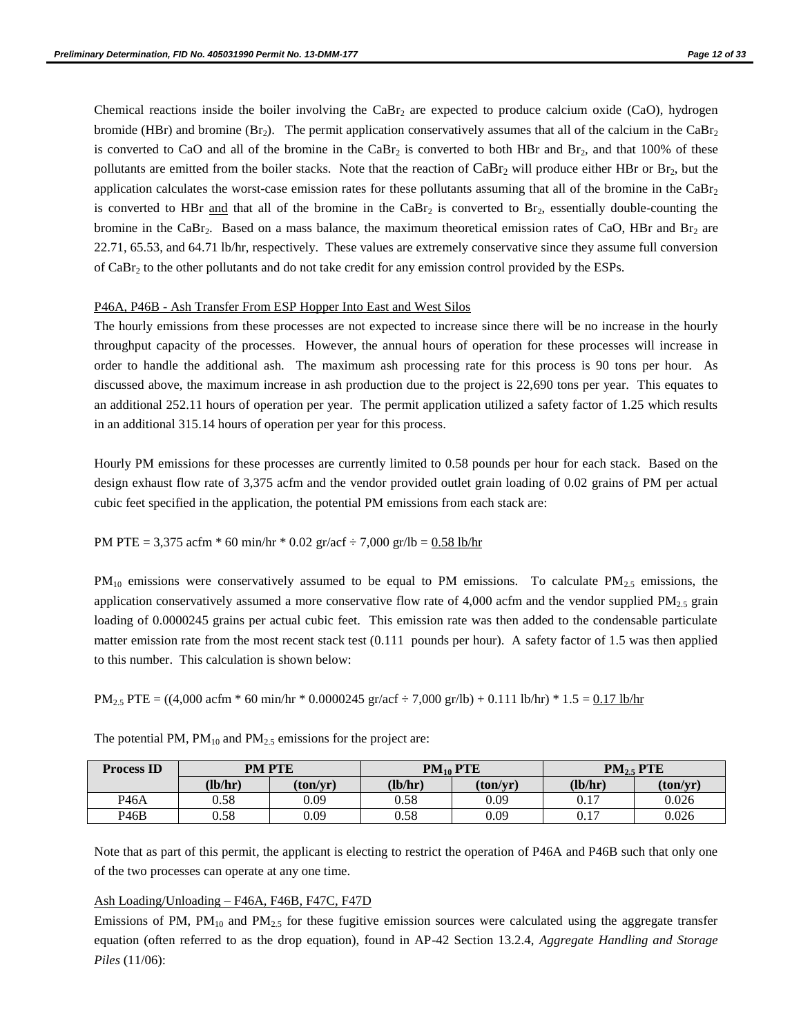Chemical reactions inside the boiler involving the $CaBr_2$ are expected to produce calcium oxide (CaO), hydrogen bromide (HBr) and bromine ($Br_2$). The permit application conservatively assumes that all of the calcium in the $CaBr_2$ is converted to CaO and all of the bromine in the $CaBr_2$ is converted to both HBr and $Br_2$, and that 100% of these pollutants are emitted from the boiler stacks. Note that the reaction of $CaBr_2$ will produce either HBr or $Br_2$, but the application calculates the worst-case emission rates for these pollutants assuming that all of the bromine in the $CaBr_2$ is converted to HBr <u>and</u> that all of the bromine in the $CaBr_2$ is converted to $Br_2$, essentially double-counting the bromine in the $CaBr_2$. Based on a mass balance, the maximum theoretical emission rates of CaO, HBr and $Br_2$ are 22.71, 65.53, and 64.71 lb/hr, respectively. These values are extremely conservative since they assume full conversion of $CaBr_2$ to the other pollutants and do not take credit for any emission control provided by the ESPs.

<u>P46A, P46B - Ash Transfer From ESP Hopper Into East and West Silos</u>

The hourly emissions from these processes are not expected to increase since there will be no increase in the hourly throughput capacity of the processes. However, the annual hours of operation for these processes will increase in order to handle the additional ash. The maximum ash processing rate for this process is 90 tons per hour. As discussed above, the maximum increase in ash production due to the project is 22,690 tons per year. This equates to an additional 252.11 hours of operation per year. The permit application utilized a safety factor of 1.25 which results in an additional 315.14 hours of operation per year for this process.

Hourly PM emissions for these processes are currently limited to 0.58 pounds per hour for each stack. Based on the design exhaust flow rate of 3,375 acfm and the vendor provided outlet grain loading of 0.02 grains of PM per actual cubic feet specified in the application, the potential PM emissions from each stack are:

PM PTE = 3,375 acfm * 60 min/hr * 0.02 gr/acf ÷ 7,000 gr/lb = <u>0.58 lb/hr</u>

$PM_{10}$ emissions were conservatively assumed to be equal to PM emissions. To calculate $PM_{2.5}$ emissions, the application conservatively assumed a more conservative flow rate of 4,000 acfm and the vendor supplied $PM_{2.5}$ grain loading of 0.0000245 grains per actual cubic feet. This emission rate was then added to the condensable particulate matter emission rate from the most recent stack test (0.111 pounds per hour). A safety factor of 1.5 was then applied to this number. This calculation is shown below:

$PM_{2.5}$ PTE = ((4,000 acfm * 60 min/hr * 0.0000245 gr/acf ÷ 7,000 gr/lb) + 0.111 lb/hr) * 1.5 = <u>0.17 lb/hr</u>

The potential PM, $PM_{10}$ and $PM_{2.5}$ emissions for the project are:

| Process ID | PM PTE | | $PM_{10}$ PTE | | $PM_{2.5}$ PTE | |
|---|---|---|---|---|---|---|
| | (lb/hr) | (ton/yr) | (lb/hr) | (ton/yr) | (lb/hr) | (ton/yr) |
| P46A | 0.58 | 0.09 | 0.58 | 0.09 | 0.17 | 0.026 |
| P46B | 0.58 | 0.09 | 0.58 | 0.09 | 0.17 | 0.026 |

Note that as part of this permit, the applicant is electing to restrict the operation of P46A and P46B such that only one of the two processes can operate at any one time.

<u>Ash Loading/Unloading – F46A, F46B, F47C, F47D</u>

Emissions of PM, $PM_{10}$ and $PM_{2.5}$ for these fugitive emission sources were calculated using the aggregate transfer equation (often referred to as the drop equation), found in AP-42 Section 13.2.4, *Aggregate Handling and Storage Piles* (11/06):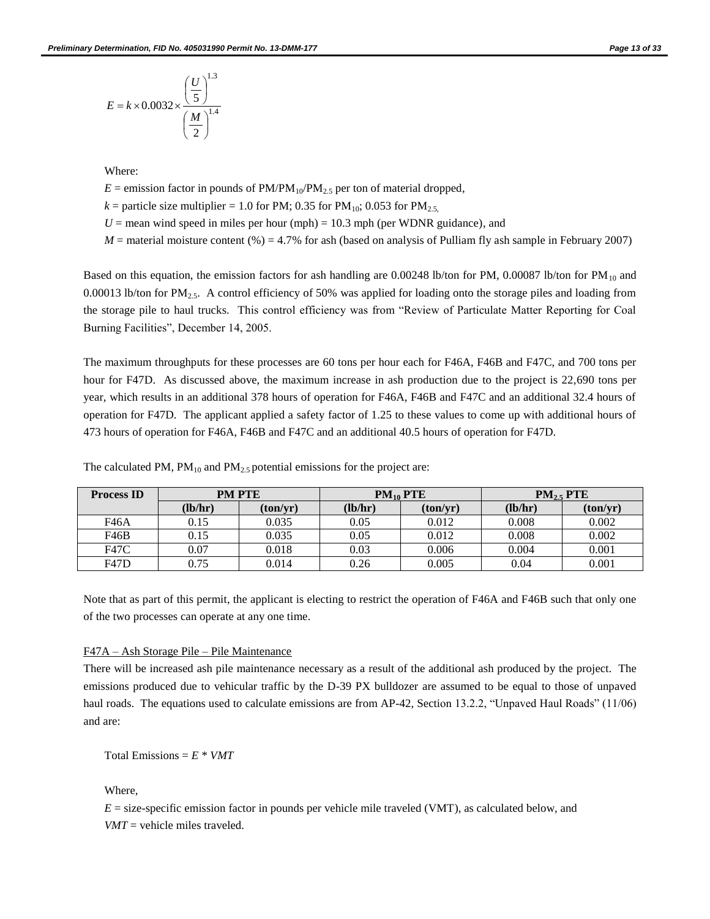$$E = k \times 0.0032 \times \frac{\left(\frac{U}{5}\right)^{1.3}}{\left(\frac{M}{2}\right)^{1.4}}$$

Where:

$E$ = emission factor in pounds of $PM/PM_{10}/PM_{2.5}$ per ton of material dropped,

$k$ = particle size multiplier = 1.0 for PM; 0.35 for $PM_{10}$; 0.053 for $PM_{2.5,}$

$U$ = mean wind speed in miles per hour (mph) = 10.3 mph (per WDNR guidance), and

$M$ = material moisture content (%) = 4.7% for ash (based on analysis of Pulliam fly ash sample in February 2007)

Based on this equation, the emission factors for ash handling are 0.00248 lb/ton for PM, 0.00087 lb/ton for $PM_{10}$ and 0.00013 lb/ton for $PM_{2.5}$. A control efficiency of 50% was applied for loading onto the storage piles and loading from the storage pile to haul trucks. This control efficiency was from "Review of Particulate Matter Reporting for Coal Burning Facilities", December 14, 2005.

The maximum throughputs for these processes are 60 tons per hour each for F46A, F46B and F47C, and 700 tons per hour for F47D. As discussed above, the maximum increase in ash production due to the project is 22,690 tons per year, which results in an additional 378 hours of operation for F46A, F46B and F47C and an additional 32.4 hours of operation for F47D. The applicant applied a safety factor of 1.25 to these values to come up with additional hours of 473 hours of operation for F46A, F46B and F47C and an additional 40.5 hours of operation for F47D.

The calculated PM, $PM_{10}$ and $PM_{2.5}$ potential emissions for the project are:

| Process ID | PM PTE | | $PM_{10}$ PTE | | $PM_{2.5}$ PTE | |
|---|---|---|---|---|---|---|
| | (lb/hr) | (ton/yr) | (lb/hr) | (ton/yr) | (lb/hr) | (ton/yr) |
| F46A | 0.15 | 0.035 | 0.05 | 0.012 | 0.008 | 0.002 |
| F46B | 0.15 | 0.035 | 0.05 | 0.012 | 0.008 | 0.002 |
| F47C | 0.07 | 0.018 | 0.03 | 0.006 | 0.004 | 0.001 |
| F47D | 0.75 | 0.014 | 0.26 | 0.005 | 0.04 | 0.001 |

Note that as part of this permit, the applicant is electing to restrict the operation of F46A and F46B such that only one of the two processes can operate at any one time.

F47A – Ash Storage Pile – Pile Maintenance

There will be increased ash pile maintenance necessary as a result of the additional ash produced by the project. The emissions produced due to vehicular traffic by the D-39 PX bulldozer are assumed to be equal to those of unpaved haul roads. The equations used to calculate emissions are from AP-42, Section 13.2.2, "Unpaved Haul Roads" (11/06) and are:

Total Emissions = $E * VMT$

Where,

$E$ = size-specific emission factor in pounds per vehicle mile traveled (VMT), as calculated below, and

$VMT$ = vehicle miles traveled.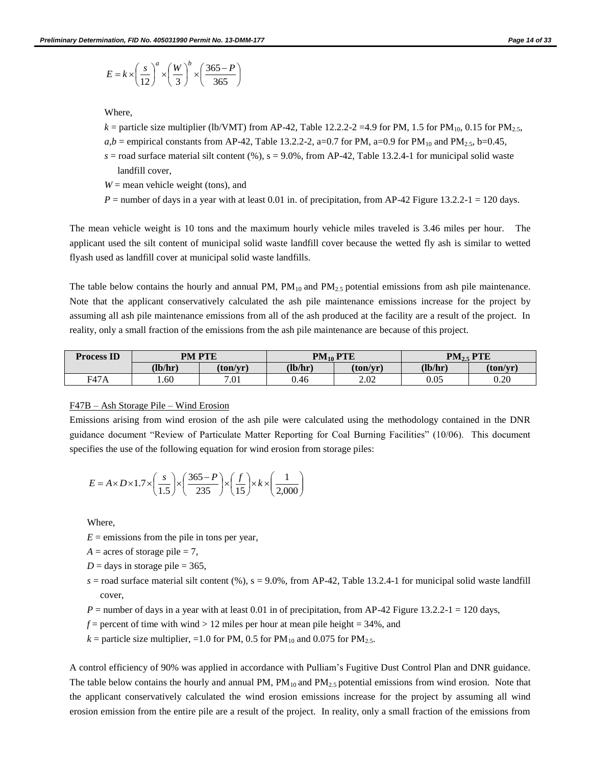$$E = k \times \left(\frac{s}{12}\right)^a \times \left(\frac{W}{3}\right)^b \times \left(\frac{365-P}{365}\right)$$

Where,

$k$ = particle size multiplier (lb/VMT) from AP-42, Table 12.2.2-2 =4.9 for PM, 1.5 for $PM_{10}$, 0.15 for $PM_{2.5}$,

$a,b$ = empirical constants from AP-42, Table 13.2.2-2, a=0.7 for PM, a=0.9 for $PM_{10}$ and $PM_{2.5}$, b=0.45,

$s$ = road surface material silt content (%), s = 9.0%, from AP-42, Table 13.2.4-1 for municipal solid waste landfill cover,

$W$ = mean vehicle weight (tons), and

$P$ = number of days in a year with at least 0.01 in. of precipitation, from AP-42 Figure 13.2.2-1 = 120 days.

The mean vehicle weight is 10 tons and the maximum hourly vehicle miles traveled is 3.46 miles per hour. The applicant used the silt content of municipal solid waste landfill cover because the wetted fly ash is similar to wetted flyash used as landfill cover at municipal solid waste landfills.

The table below contains the hourly and annual PM, $PM_{10}$ and $PM_{2.5}$ potential emissions from ash pile maintenance. Note that the applicant conservatively calculated the ash pile maintenance emissions increase for the project by assuming all ash pile maintenance emissions from all of the ash produced at the facility are a result of the project. In reality, only a small fraction of the emissions from the ash pile maintenance are because of this project.

| Process ID | PM PTE | | $PM_{10}$ PTE | | $PM_{2.5}$ PTE | |
|---|---|---|---|---|---|---|
| | (lb/hr) | (ton/yr) | (lb/hr) | (ton/yr) | (lb/hr) | (ton/yr) |
| F47A | 1.60 | 7.01 | 0.46 | 2.02 | 0.05 | 0.20 |

F47B – Ash Storage Pile – Wind Erosion

Emissions arising from wind erosion of the ash pile were calculated using the methodology contained in the DNR guidance document "Review of Particulate Matter Reporting for Coal Burning Facilities" (10/06). This document specifies the use of the following equation for wind erosion from storage piles:

$$E = A \times D \times 1.7 \times \left(\frac{s}{1.5}\right) \times \left(\frac{365-P}{235}\right) \times \left(\frac{f}{15}\right) \times k \times \left(\frac{1}{2{,}000}\right)$$

Where,

$E$ = emissions from the pile in tons per year,

$A$ = acres of storage pile = 7,

$D$ = days in storage pile = 365,

$s$ = road surface material silt content (%), s = 9.0%, from AP-42, Table 13.2.4-1 for municipal solid waste landfill cover,

$P$ = number of days in a year with at least 0.01 in of precipitation, from AP-42 Figure 13.2.2-1 = 120 days,

$f$ = percent of time with wind > 12 miles per hour at mean pile height = 34%, and

$k$ = particle size multiplier, =1.0 for PM, 0.5 for $PM_{10}$ and 0.075 for $PM_{2.5}$.

A control efficiency of 90% was applied in accordance with Pulliam's Fugitive Dust Control Plan and DNR guidance. The table below contains the hourly and annual PM, $PM_{10}$ and $PM_{2.5}$ potential emissions from wind erosion. Note that the applicant conservatively calculated the wind erosion emissions increase for the project by assuming all wind erosion emission from the entire pile are a result of the project. In reality, only a small fraction of the emissions from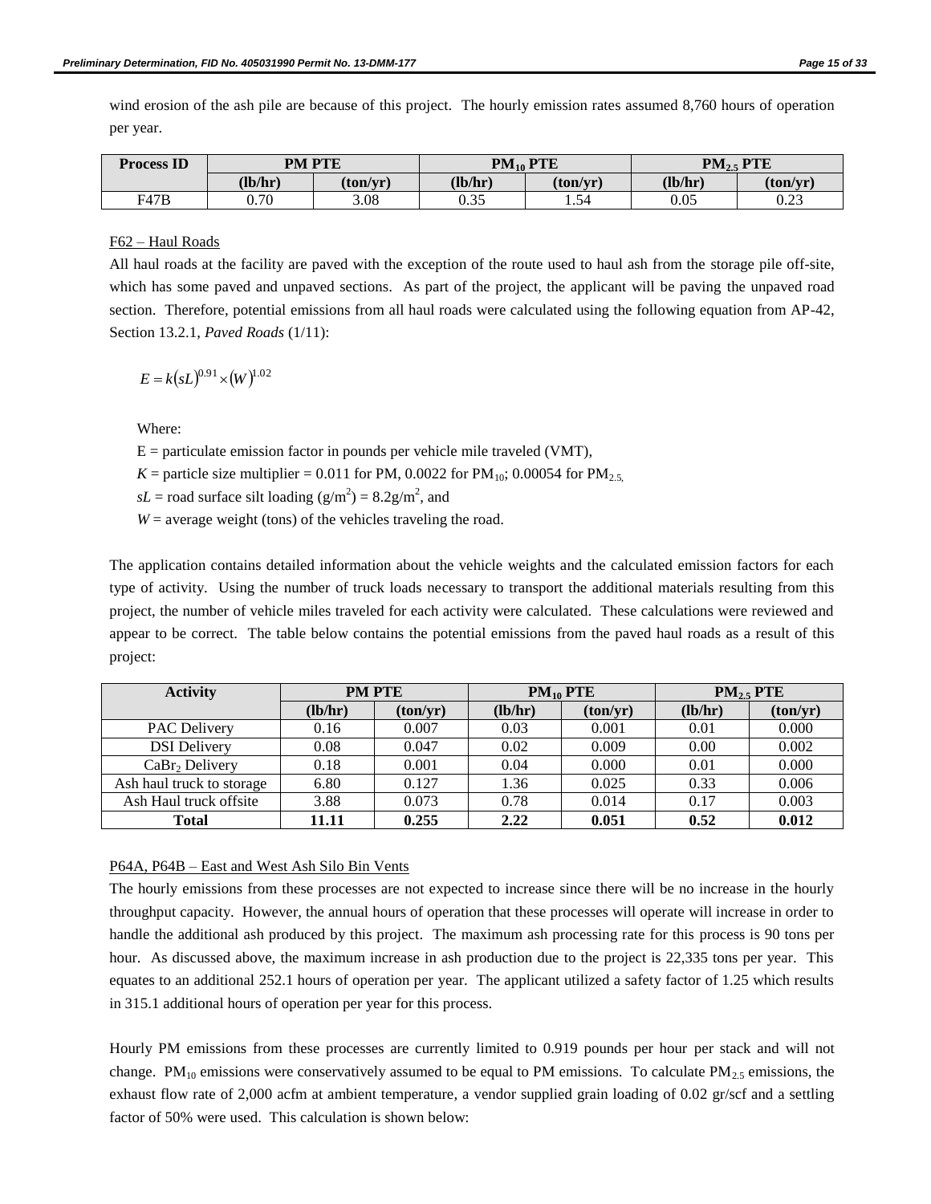wind erosion of the ash pile are because of this project. The hourly emission rates assumed 8,760 hours of operation per year.

| Process ID | PM PTE | | $PM_{10}$ PTE | | $PM_{2.5}$ PTE | |
|---|---|---|---|---|---|---|
| | (lb/hr) | (ton/yr) | (lb/hr) | (ton/yr) | (lb/hr) | (ton/yr) |
| F47B | 0.70 | 3.08 | 0.35 | 1.54 | 0.05 | 0.23 |

F62 – Haul Roads

All haul roads at the facility are paved with the exception of the route used to haul ash from the storage pile off-site, which has some paved and unpaved sections. As part of the project, the applicant will be paving the unpaved road section. Therefore, potential emissions from all haul roads were calculated using the following equation from AP-42, Section 13.2.1, *Paved Roads* (1/11):

$$E = k(sL)^{0.91} \times (W)^{1.02}$$

Where:

E = particulate emission factor in pounds per vehicle mile traveled (VMT),

$K$ = particle size multiplier = 0.011 for PM, 0.0022 for $PM_{10}$; 0.00054 for $PM_{2.5,}$

$sL$ = road surface silt loading ($g/m^2$) = 8.2$g/m^2$, and

$W$ = average weight (tons) of the vehicles traveling the road.

The application contains detailed information about the vehicle weights and the calculated emission factors for each type of activity. Using the number of truck loads necessary to transport the additional materials resulting from this project, the number of vehicle miles traveled for each activity were calculated. These calculations were reviewed and appear to be correct. The table below contains the potential emissions from the paved haul roads as a result of this project:

| Activity | PM PTE | | $PM_{10}$ PTE | | $PM_{2.5}$ PTE | |
|---|---|---|---|---|---|---|
| | (lb/hr) | (ton/yr) | (lb/hr) | (ton/yr) | (lb/hr) | (ton/yr) |
| PAC Delivery | 0.16 | 0.007 | 0.03 | 0.001 | 0.01 | 0.000 |
| DSI Delivery | 0.08 | 0.047 | 0.02 | 0.009 | 0.00 | 0.002 |
| $CaBr_2$ Delivery | 0.18 | 0.001 | 0.04 | 0.000 | 0.01 | 0.000 |
| Ash haul truck to storage | 6.80 | 0.127 | 1.36 | 0.025 | 0.33 | 0.006 |
| Ash Haul truck offsite | 3.88 | 0.073 | 0.78 | 0.014 | 0.17 | 0.003 |
| **Total** | **11.11** | **0.255** | **2.22** | **0.051** | **0.52** | **0.012** |

P64A, P64B – East and West Ash Silo Bin Vents

The hourly emissions from these processes are not expected to increase since there will be no increase in the hourly throughput capacity. However, the annual hours of operation that these processes will operate will increase in order to handle the additional ash produced by this project. The maximum ash processing rate for this process is 90 tons per hour. As discussed above, the maximum increase in ash production due to the project is 22,335 tons per year. This equates to an additional 252.1 hours of operation per year. The applicant utilized a safety factor of 1.25 which results in 315.1 additional hours of operation per year for this process.

Hourly PM emissions from these processes are currently limited to 0.919 pounds per hour per stack and will not change. $PM_{10}$ emissions were conservatively assumed to be equal to PM emissions. To calculate $PM_{2.5}$ emissions, the exhaust flow rate of 2,000 acfm at ambient temperature, a vendor supplied grain loading of 0.02 gr/scf and a settling factor of 50% were used. This calculation is shown below: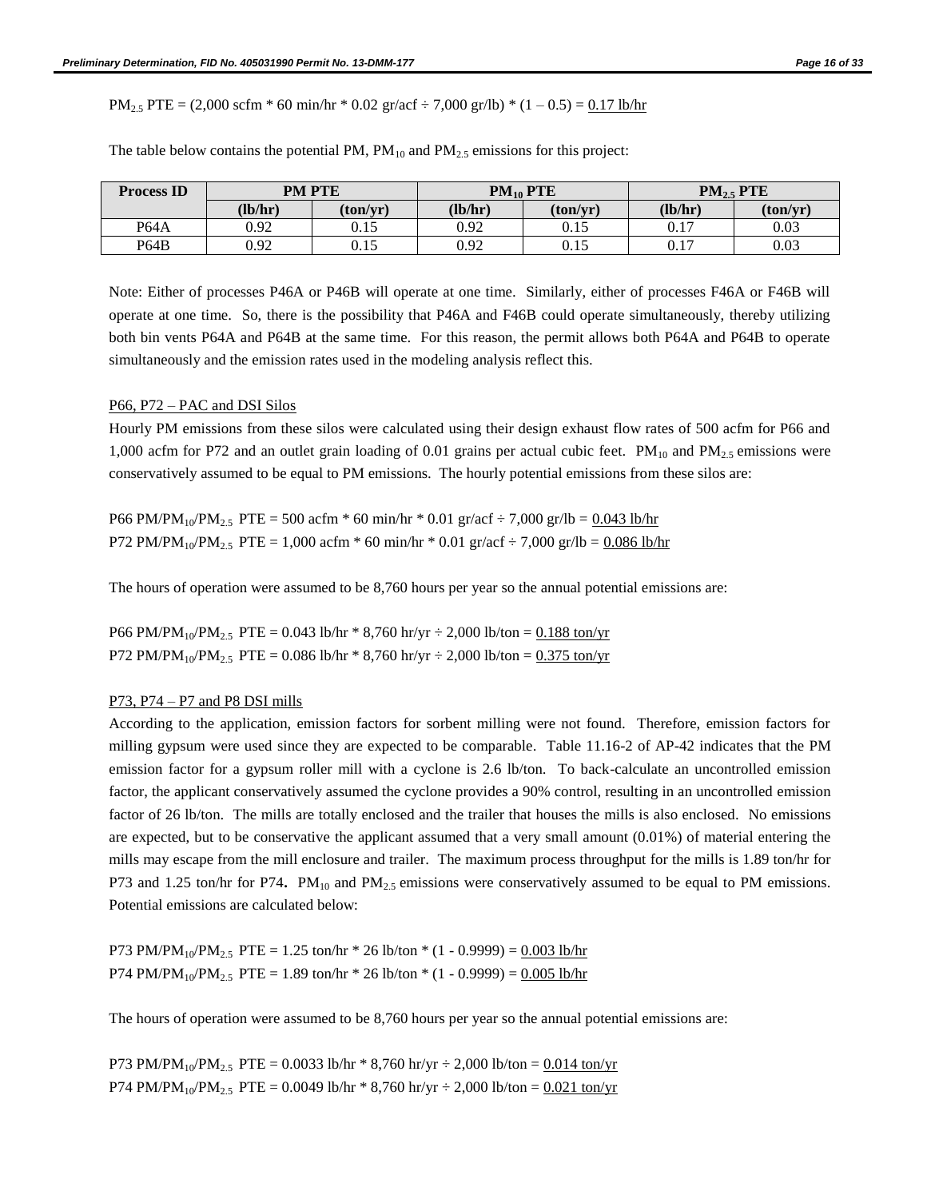$PM_{2.5}$ PTE = (2,000 scfm * 60 min/hr * 0.02 gr/acf ÷ 7,000 gr/lb) * (1 – 0.5) = 0.17 lb/hr

The table below contains the potential PM, $PM_{10}$ and $PM_{2.5}$ emissions for this project:

| Process ID | PM PTE | | $PM_{10}$ PTE | | $PM_{2.5}$ PTE | |
|---|---|---|---|---|---|---|
| | (lb/hr) | (ton/yr) | (lb/hr) | (ton/yr) | (lb/hr) | (ton/yr) |
| P64A | 0.92 | 0.15 | 0.92 | 0.15 | 0.17 | 0.03 |
| P64B | 0.92 | 0.15 | 0.92 | 0.15 | 0.17 | 0.03 |

Note: Either of processes P46A or P46B will operate at one time. Similarly, either of processes F46A or F46B will operate at one time. So, there is the possibility that P46A and F46B could operate simultaneously, thereby utilizing both bin vents P64A and P64B at the same time. For this reason, the permit allows both P64A and P64B to operate simultaneously and the emission rates used in the modeling analysis reflect this.

P66, P72 – PAC and DSI Silos

Hourly PM emissions from these silos were calculated using their design exhaust flow rates of 500 acfm for P66 and 1,000 acfm for P72 and an outlet grain loading of 0.01 grains per actual cubic feet. $PM_{10}$ and $PM_{2.5}$ emissions were conservatively assumed to be equal to PM emissions. The hourly potential emissions from these silos are:

P66 PM/$PM_{10}$/$PM_{2.5}$ PTE = 500 acfm * 60 min/hr * 0.01 gr/acf ÷ 7,000 gr/lb = 0.043 lb/hr
P72 PM/$PM_{10}$/$PM_{2.5}$ PTE = 1,000 acfm * 60 min/hr * 0.01 gr/acf ÷ 7,000 gr/lb = 0.086 lb/hr

The hours of operation were assumed to be 8,760 hours per year so the annual potential emissions are:

P66 PM/$PM_{10}$/$PM_{2.5}$ PTE = 0.043 lb/hr * 8,760 hr/yr ÷ 2,000 lb/ton = 0.188 ton/yr
P72 PM/$PM_{10}$/$PM_{2.5}$ PTE = 0.086 lb/hr * 8,760 hr/yr ÷ 2,000 lb/ton = 0.375 ton/yr

P73, P74 – P7 and P8 DSI mills

According to the application, emission factors for sorbent milling were not found. Therefore, emission factors for milling gypsum were used since they are expected to be comparable. Table 11.16-2 of AP-42 indicates that the PM emission factor for a gypsum roller mill with a cyclone is 2.6 lb/ton. To back-calculate an uncontrolled emission factor, the applicant conservatively assumed the cyclone provides a 90% control, resulting in an uncontrolled emission factor of 26 lb/ton. The mills are totally enclosed and the trailer that houses the mills is also enclosed. No emissions are expected, but to be conservative the applicant assumed that a very small amount (0.01%) of material entering the mills may escape from the mill enclosure and trailer. The maximum process throughput for the mills is 1.89 ton/hr for P73 and 1.25 ton/hr for P74. $PM_{10}$ and $PM_{2.5}$ emissions were conservatively assumed to be equal to PM emissions. Potential emissions are calculated below:

P73 PM/$PM_{10}$/$PM_{2.5}$ PTE = 1.25 ton/hr * 26 lb/ton * (1 - 0.9999) = 0.003 lb/hr
P74 PM/$PM_{10}$/$PM_{2.5}$ PTE = 1.89 ton/hr * 26 lb/ton * (1 - 0.9999) = 0.005 lb/hr

The hours of operation were assumed to be 8,760 hours per year so the annual potential emissions are:

P73 PM/$PM_{10}$/$PM_{2.5}$ PTE = 0.0033 lb/hr * 8,760 hr/yr ÷ 2,000 lb/ton = 0.014 ton/yr
P74 PM/$PM_{10}$/$PM_{2.5}$ PTE = 0.0049 lb/hr * 8,760 hr/yr ÷ 2,000 lb/ton = 0.021 ton/yr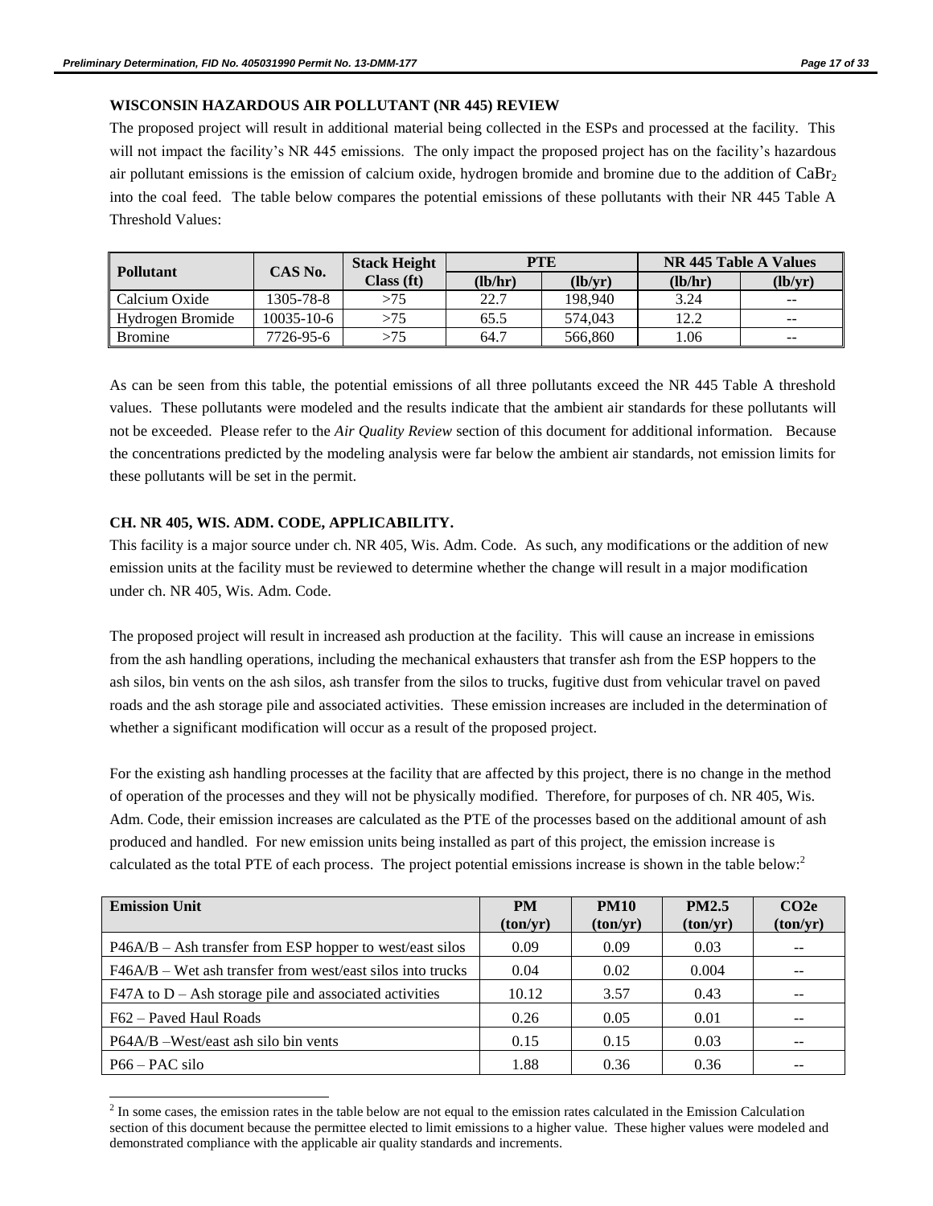### WISCONSIN HAZARDOUS AIR POLLUTANT (NR 445) REVIEW

The proposed project will result in additional material being collected in the ESPs and processed at the facility. This will not impact the facility's NR 445 emissions. The only impact the proposed project has on the facility's hazardous air pollutant emissions is the emission of calcium oxide, hydrogen bromide and bromine due to the addition of $CaBr_2$ into the coal feed. The table below compares the potential emissions of these pollutants with their NR 445 Table A Threshold Values:

| Pollutant | CAS No. | Stack Height Class (ft) | PTE | | NR 445 Table A Values | |
|---|---|---|---|---|---|---|
| | | | (lb/hr) | (lb/yr) | (lb/hr) | (lb/yr) |
| Calcium Oxide | 1305-78-8 | >75 | 22.7 | 198,940 | 3.24 | -- |
| Hydrogen Bromide | 10035-10-6 | >75 | 65.5 | 574,043 | 12.2 | -- |
| Bromine | 7726-95-6 | >75 | 64.7 | 566,860 | 1.06 | -- |

As can be seen from this table, the potential emissions of all three pollutants exceed the NR 445 Table A threshold values. These pollutants were modeled and the results indicate that the ambient air standards for these pollutants will not be exceeded. Please refer to the *Air Quality Review* section of this document for additional information. Because the concentrations predicted by the modeling analysis were far below the ambient air standards, not emission limits for these pollutants will be set in the permit.

### CH. NR 405, WIS. ADM. CODE, APPLICABILITY.

This facility is a major source under ch. NR 405, Wis. Adm. Code. As such, any modifications or the addition of new emission units at the facility must be reviewed to determine whether the change will result in a major modification under ch. NR 405, Wis. Adm. Code.

The proposed project will result in increased ash production at the facility. This will cause an increase in emissions from the ash handling operations, including the mechanical exhausters that transfer ash from the ESP hoppers to the ash silos, bin vents on the ash silos, ash transfer from the silos to trucks, fugitive dust from vehicular travel on paved roads and the ash storage pile and associated activities. These emission increases are included in the determination of whether a significant modification will occur as a result of the proposed project.

For the existing ash handling processes at the facility that are affected by this project, there is no change in the method of operation of the processes and they will not be physically modified. Therefore, for purposes of ch. NR 405, Wis. Adm. Code, their emission increases are calculated as the PTE of the processes based on the additional amount of ash produced and handled. For new emission units being installed as part of this project, the emission increase is calculated as the total PTE of each process. The project potential emissions increase is shown in the table below:[2]

| Emission Unit | PM (ton/yr) | PM10 (ton/yr) | PM2.5 (ton/yr) | CO2e (ton/yr) |
|---|---|---|---|---|
| P46A/B – Ash transfer from ESP hopper to west/east silos | 0.09 | 0.09 | 0.03 | -- |
| F46A/B – Wet ash transfer from west/east silos into trucks | 0.04 | 0.02 | 0.004 | -- |
| F47A to D – Ash storage pile and associated activities | 10.12 | 3.57 | 0.43 | -- |
| F62 – Paved Haul Roads | 0.26 | 0.05 | 0.01 | -- |
| P64A/B –West/east ash silo bin vents | 0.15 | 0.15 | 0.03 | -- |
| P66 – PAC silo | 1.88 | 0.36 | 0.36 | -- |

[2] In some cases, the emission rates in the table below are not equal to the emission rates calculated in the Emission Calculation section of this document because the permittee elected to limit emissions to a higher value. These higher values were modeled and demonstrated compliance with the applicable air quality standards and increments.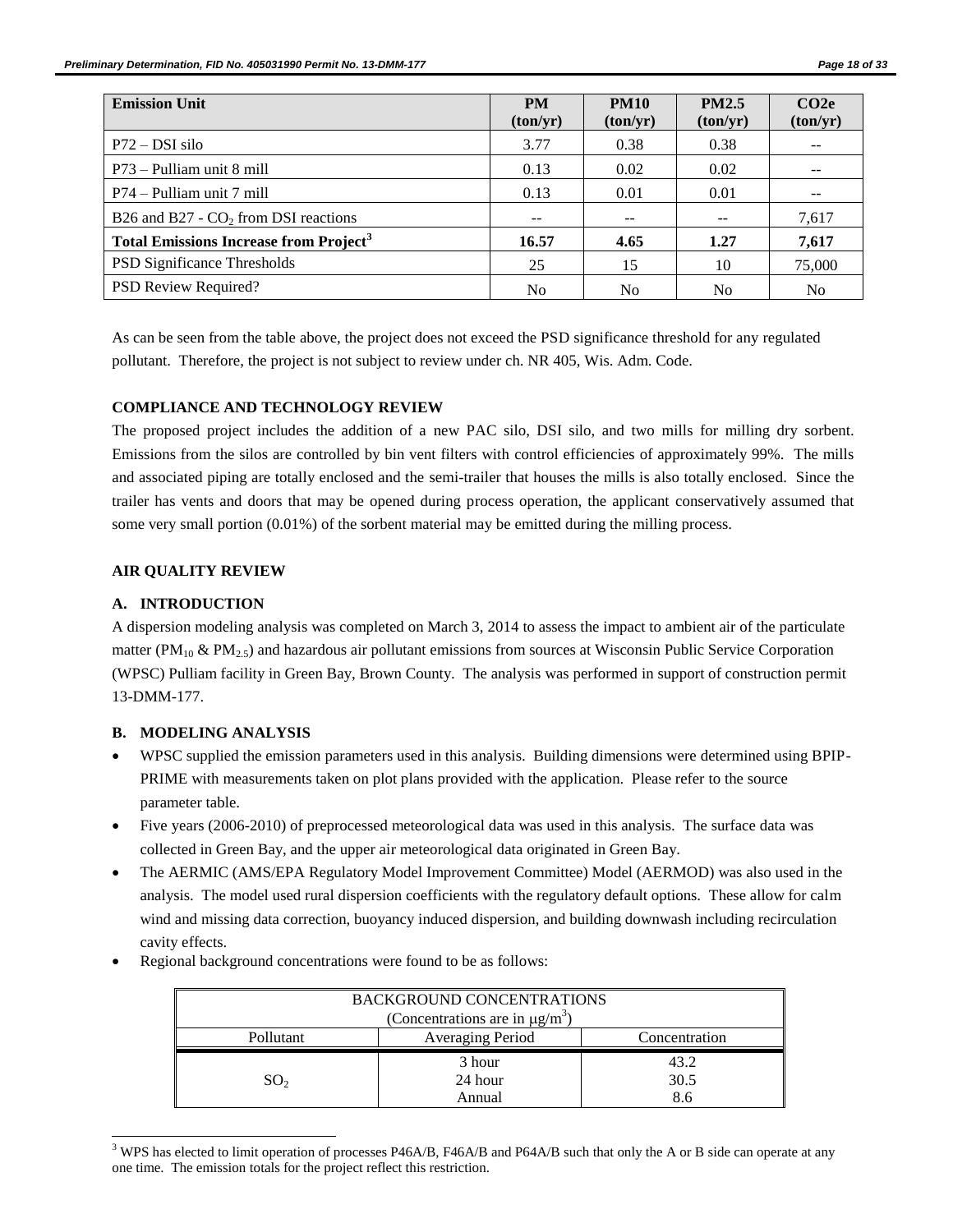| Emission Unit | PM (ton/yr) | PM10 (ton/yr) | PM2.5 (ton/yr) | CO2e (ton/yr) |
|---|---|---|---|---|
| P72 – DSI silo | 3.77 | 0.38 | 0.38 | -- |
| P73 – Pulliam unit 8 mill | 0.13 | 0.02 | 0.02 | -- |
| P74 – Pulliam unit 7 mill | 0.13 | 0.01 | 0.01 | -- |
| B26 and B27 - $CO_2$ from DSI reactions | -- | -- | -- | 7,617 |
| **Total Emissions Increase from Project[3]** | **16.57** | **4.65** | **1.27** | **7,617** |
| PSD Significance Thresholds | 25 | 15 | 10 | 75,000 |
| PSD Review Required? | No | No | No | No |

As can be seen from the table above, the project does not exceed the PSD significance threshold for any regulated pollutant. Therefore, the project is not subject to review under ch. NR 405, Wis. Adm. Code.

**COMPLIANCE AND TECHNOLOGY REVIEW**

The proposed project includes the addition of a new PAC silo, DSI silo, and two mills for milling dry sorbent. Emissions from the silos are controlled by bin vent filters with control efficiencies of approximately 99%. The mills and associated piping are totally enclosed and the semi-trailer that houses the mills is also totally enclosed. Since the trailer has vents and doors that may be opened during process operation, the applicant conservatively assumed that some very small portion (0.01%) of the sorbent material may be emitted during the milling process.

**AIR QUALITY REVIEW**

**A. INTRODUCTION**

A dispersion modeling analysis was completed on March 3, 2014 to assess the impact to ambient air of the particulate matter ($PM_{10}$ & $PM_{2.5}$) and hazardous air pollutant emissions from sources at Wisconsin Public Service Corporation (WPSC) Pulliam facility in Green Bay, Brown County. The analysis was performed in support of construction permit 13-DMM-177.

**B. MODELING ANALYSIS**

- WPSC supplied the emission parameters used in this analysis. Building dimensions were determined using BPIP-PRIME with measurements taken on plot plans provided with the application. Please refer to the source parameter table.
- Five years (2006-2010) of preprocessed meteorological data was used in this analysis. The surface data was collected in Green Bay, and the upper air meteorological data originated in Green Bay.
- The AERMIC (AMS/EPA Regulatory Model Improvement Committee) Model (AERMOD) was also used in the analysis. The model used rural dispersion coefficients with the regulatory default options. These allow for calm wind and missing data correction, buoyancy induced dispersion, and building downwash including recirculation cavity effects.
- Regional background concentrations were found to be as follows:

| BACKGROUND CONCENTRATIONS (Concentrations are in $\mu g/m^3$) | | |
|---|---|---|
| Pollutant | Averaging Period | Concentration |
| $SO_2$ | 3 hour | 43.2 |
| | 24 hour | 30.5 |
| | Annual | 8.6 |

[3] WPS has elected to limit operation of processes P46A/B, F46A/B and P64A/B such that only the A or B side can operate at any one time. The emission totals for the project reflect this restriction.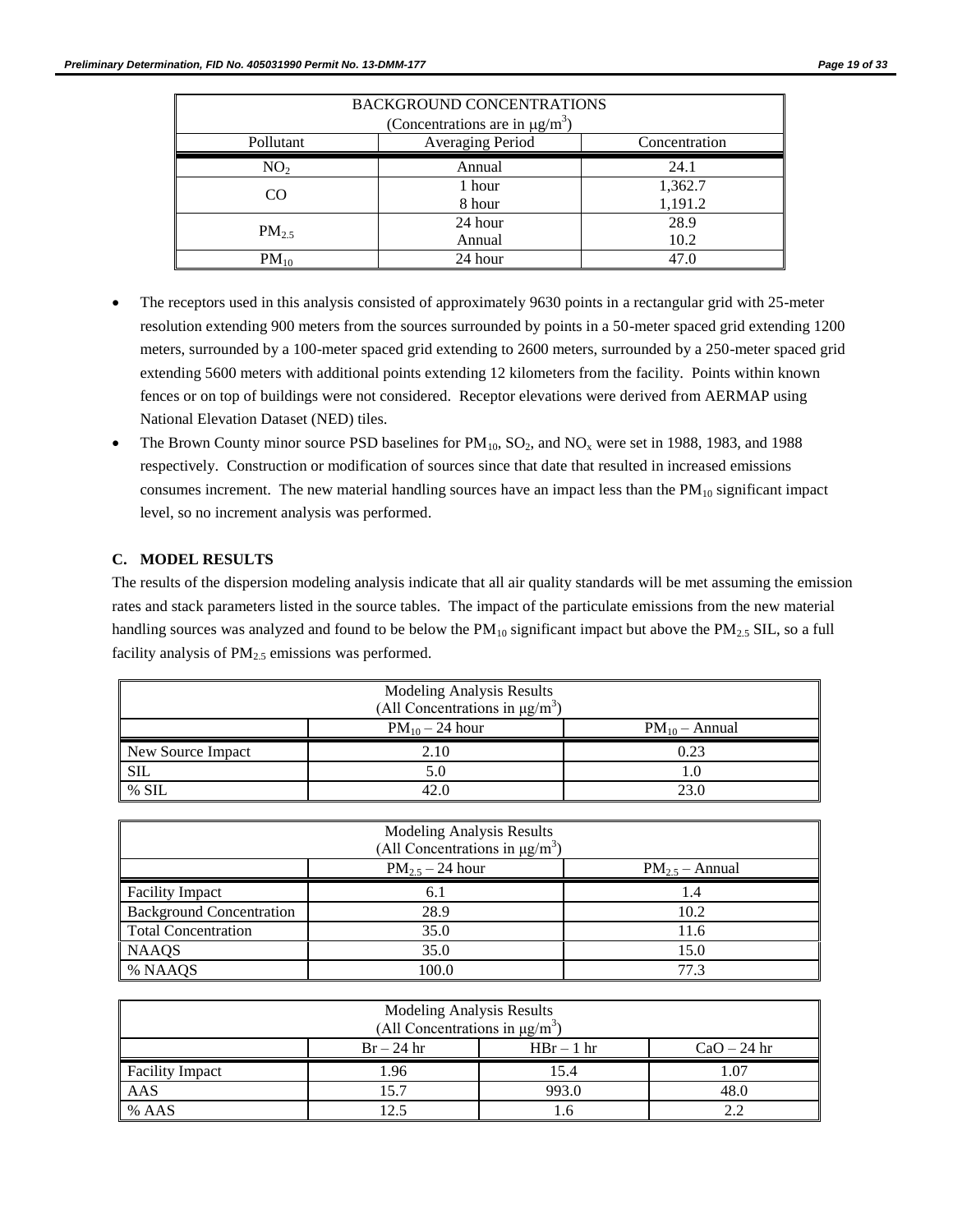| BACKGROUND CONCENTRATIONS (Concentrations are in μg/m$^3$) | | |
|---|---|---|
| Pollutant | Averaging Period | Concentration |
| $NO_2$ | Annual | 24.1 |
| CO | 1 hour | 1,362.7 |
| | 8 hour | 1,191.2 |
| $PM_{2.5}$ | 24 hour | 28.9 |
| | Annual | 10.2 |
| $PM_{10}$ | 24 hour | 47.0 |

- The receptors used in this analysis consisted of approximately 9630 points in a rectangular grid with 25-meter resolution extending 900 meters from the sources surrounded by points in a 50-meter spaced grid extending 1200 meters, surrounded by a 100-meter spaced grid extending to 2600 meters, surrounded by a 250-meter spaced grid extending 5600 meters with additional points extending 12 kilometers from the facility. Points within known fences or on top of buildings were not considered. Receptor elevations were derived from AERMAP using National Elevation Dataset (NED) tiles.
- The Brown County minor source PSD baselines for $PM_{10}$, $SO_2$, and $NO_x$ were set in 1988, 1983, and 1988 respectively. Construction or modification of sources since that date that resulted in increased emissions consumes increment. The new material handling sources have an impact less than the $PM_{10}$ significant impact level, so no increment analysis was performed.

### C. MODEL RESULTS

The results of the dispersion modeling analysis indicate that all air quality standards will be met assuming the emission rates and stack parameters listed in the source tables. The impact of the particulate emissions from the new material handling sources was analyzed and found to be below the $PM_{10}$ significant impact but above the $PM_{2.5}$ SIL, so a full facility analysis of $PM_{2.5}$ emissions was performed.

| Modeling Analysis Results (All Concentrations in μg/m$^3$) | | |
|---|---|---|
| | $PM_{10}$ – 24 hour | $PM_{10}$ – Annual |
| New Source Impact | 2.10 | 0.23 |
| SIL | 5.0 | 1.0 |
| % SIL | 42.0 | 23.0 |

| Modeling Analysis Results (All Concentrations in μg/m$^3$) | | |
|---|---|---|
| | $PM_{2.5}$ – 24 hour | $PM_{2.5}$ – Annual |
| Facility Impact | 6.1 | 1.4 |
| Background Concentration | 28.9 | 10.2 |
| Total Concentration | 35.0 | 11.6 |
| NAAQS | 35.0 | 15.0 |
| % NAAQS | 100.0 | 77.3 |

| Modeling Analysis Results (All Concentrations in μg/m$^3$) | | | |
|---|---|---|---|
| | Br – 24 hr | HBr – 1 hr | CaO – 24 hr |
| Facility Impact | 1.96 | 15.4 | 1.07 |
| AAS | 15.7 | 993.0 | 48.0 |
| % AAS | 12.5 | 1.6 | 2.2 |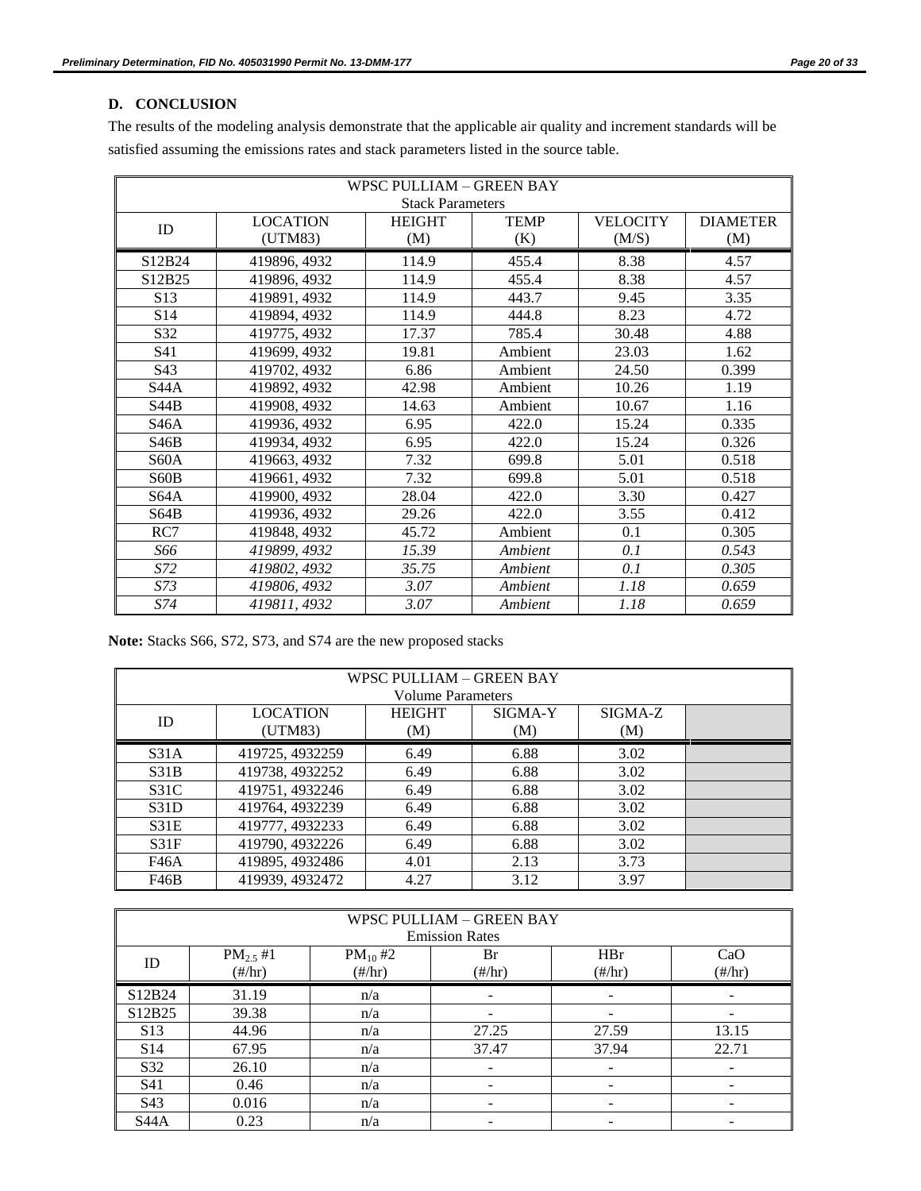## D. CONCLUSION

The results of the modeling analysis demonstrate that the applicable air quality and increment standards will be satisfied assuming the emissions rates and stack parameters listed in the source table.

| WPSC PULLIAM – GREEN BAY Stack Parameters | | | | | |
|---|---|---|---|---|---|
| ID | LOCATION (UTM83) | HEIGHT (M) | TEMP (K) | VELOCITY (M/S) | DIAMETER (M) |
| S12B24 | 419896, 4932 | 114.9 | 455.4 | 8.38 | 4.57 |
| S12B25 | 419896, 4932 | 114.9 | 455.4 | 8.38 | 4.57 |
| S13 | 419891, 4932 | 114.9 | 443.7 | 9.45 | 3.35 |
| S14 | 419894, 4932 | 114.9 | 444.8 | 8.23 | 4.72 |
| S32 | 419775, 4932 | 17.37 | 785.4 | 30.48 | 4.88 |
| S41 | 419699, 4932 | 19.81 | Ambient | 23.03 | 1.62 |
| S43 | 419702, 4932 | 6.86 | Ambient | 24.50 | 0.399 |
| S44A | 419892, 4932 | 42.98 | Ambient | 10.26 | 1.19 |
| S44B | 419908, 4932 | 14.63 | Ambient | 10.67 | 1.16 |
| S46A | 419936, 4932 | 6.95 | 422.0 | 15.24 | 0.335 |
| S46B | 419934, 4932 | 6.95 | 422.0 | 15.24 | 0.326 |
| S60A | 419663, 4932 | 7.32 | 699.8 | 5.01 | 0.518 |
| S60B | 419661, 4932 | 7.32 | 699.8 | 5.01 | 0.518 |
| S64A | 419900, 4932 | 28.04 | 422.0 | 3.30 | 0.427 |
| S64B | 419936, 4932 | 29.26 | 422.0 | 3.55 | 0.412 |
| RC7 | 419848, 4932 | 45.72 | Ambient | 0.1 | 0.305 |
| *S66* | *419899, 4932* | *15.39* | *Ambient* | *0.1* | *0.543* |
| *S72* | *419802, 4932* | *35.75* | *Ambient* | *0.1* | *0.305* |
| *S73* | *419806, 4932* | *3.07* | *Ambient* | *1.18* | *0.659* |
| *S74* | *419811, 4932* | *3.07* | *Ambient* | *1.18* | *0.659* |

**Note:** Stacks S66, S72, S73, and S74 are the new proposed stacks

| WPSC PULLIAM – GREEN BAY Volume Parameters | | | | | |
|---|---|---|---|---|---|
| ID | LOCATION (UTM83) | HEIGHT (M) | SIGMA-Y (M) | SIGMA-Z (M) | |
| S31A | 419725, 4932259 | 6.49 | 6.88 | 3.02 | |
| S31B | 419738, 4932252 | 6.49 | 6.88 | 3.02 | |
| S31C | 419751, 4932246 | 6.49 | 6.88 | 3.02 | |
| S31D | 419764, 4932239 | 6.49 | 6.88 | 3.02 | |
| S31E | 419777, 4932233 | 6.49 | 6.88 | 3.02 | |
| S31F | 419790, 4932226 | 6.49 | 6.88 | 3.02 | |
| F46A | 419895, 4932486 | 4.01 | 2.13 | 3.73 | |
| F46B | 419939, 4932472 | 4.27 | 3.12 | 3.97 | |

| WPSC PULLIAM – GREEN BAY Emission Rates | | | | | |
|---|---|---|---|---|---|
| ID | $PM_{2.5}$ #1 (#/hr) | $PM_{10}$ #2 (#/hr) | Br (#/hr) | HBr (#/hr) | CaO (#/hr) |
| S12B24 | 31.19 | n/a | - | - | - |
| S12B25 | 39.38 | n/a | - | - | - |
| S13 | 44.96 | n/a | 27.25 | 27.59 | 13.15 |
| S14 | 67.95 | n/a | 37.47 | 37.94 | 22.71 |
| S32 | 26.10 | n/a | - | - | - |
| S41 | 0.46 | n/a | - | - | - |
| S43 | 0.016 | n/a | - | - | - |
| S44A | 0.23 | n/a | - | - | - |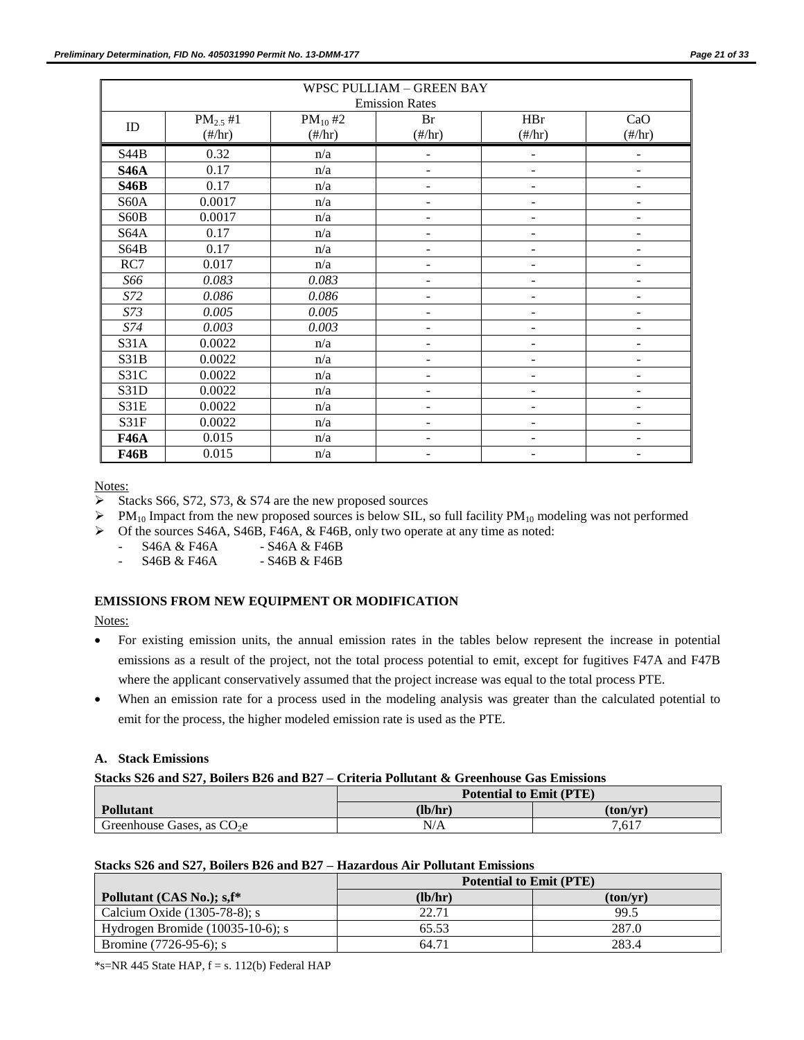| WPSC PULLIAM – GREEN BAY Emission Rates | | | | | |
|---|---|---|---|---|---|
| ID | $PM_{2.5}$ #1 (#/hr) | $PM_{10}$ #2 (#/hr) | Br (#/hr) | HBr (#/hr) | CaO (#/hr) |
| S44B | 0.32 | n/a | - | - | - |
| **S46A** | 0.17 | n/a | - | - | - |
| **S46B** | 0.17 | n/a | - | - | - |
| S60A | 0.0017 | n/a | - | - | - |
| S60B | 0.0017 | n/a | - | - | - |
| S64A | 0.17 | n/a | - | - | - |
| S64B | 0.17 | n/a | - | - | - |
| RC7 | 0.017 | n/a | - | - | - |
| *S66* | *0.083* | *0.083* | - | - | - |
| *S72* | *0.086* | *0.086* | - | - | - |
| *S73* | *0.005* | *0.005* | - | - | - |
| *S74* | *0.003* | *0.003* | - | - | - |
| S31A | 0.0022 | n/a | - | - | - |
| S31B | 0.0022 | n/a | - | - | - |
| S31C | 0.0022 | n/a | - | - | - |
| S31D | 0.0022 | n/a | - | - | - |
| S31E | 0.0022 | n/a | - | - | - |
| S31F | 0.0022 | n/a | - | - | - |
| **F46A** | 0.015 | n/a | - | - | - |
| **F46B** | 0.015 | n/a | - | - | - |

Notes:

- Stacks S66, S72, S73, & S74 are the new proposed sources
- $PM_{10}$ Impact from the new proposed sources is below SIL, so full facility $PM_{10}$ modeling was not performed
- Of the sources S46A, S46B, F46A, & F46B, only two operate at any time as noted:
  - S46A & F46A - S46A & F46B
  - S46B & F46A - S46B & F46B

**EMISSIONS FROM NEW EQUIPMENT OR MODIFICATION**

Notes:

- For existing emission units, the annual emission rates in the tables below represent the increase in potential emissions as a result of the project, not the total process potential to emit, except for fugitives F47A and F47B where the applicant conservatively assumed that the project increase was equal to the total process PTE.
- When an emission rate for a process used in the modeling analysis was greater than the calculated potential to emit for the process, the higher modeled emission rate is used as the PTE.

**A. Stack Emissions**

**Stacks S26 and S27, Boilers B26 and B27 – Criteria Pollutant & Greenhouse Gas Emissions**

| | Potential to Emit (PTE) | |
|---|---|---|
| **Pollutant** | **(lb/hr)** | **(ton/yr)** |
| Greenhouse Gases, as $CO_2e$ | N/A | 7,617 |

**Stacks S26 and S27, Boilers B26 and B27 – Hazardous Air Pollutant Emissions**

| | Potential to Emit (PTE) | |
|---|---|---|
| **Pollutant (CAS No.); s,f*** | **(lb/hr)** | **(ton/yr)** |
| Calcium Oxide (1305-78-8); s | 22.71 | 99.5 |
| Hydrogen Bromide (10035-10-6); s | 65.53 | 287.0 |
| Bromine (7726-95-6); s | 64.71 | 283.4 |

*s=NR 445 State HAP, f = s. 112(b) Federal HAP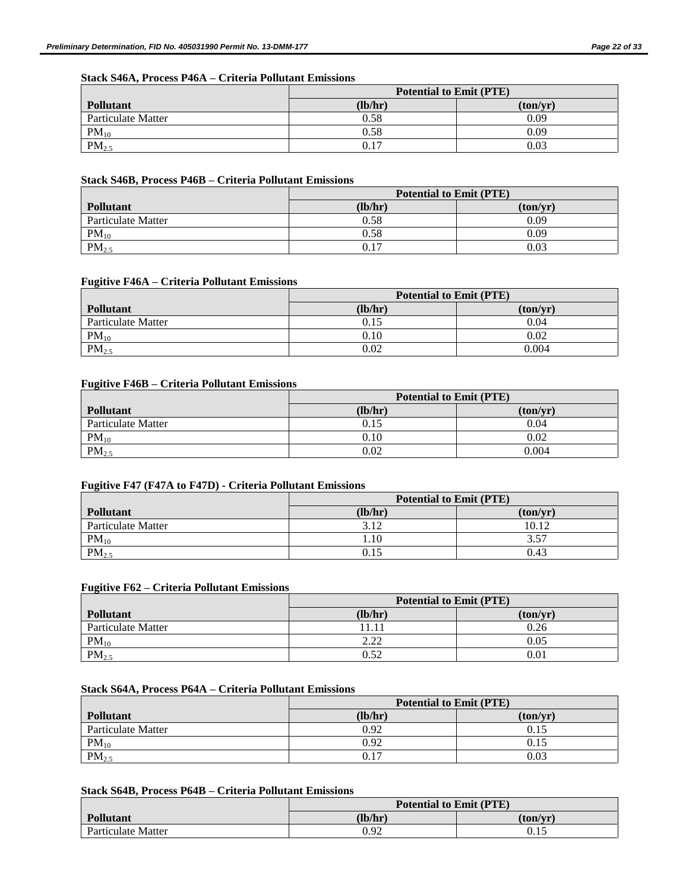**Stack S46A, Process P46A – Criteria Pollutant Emissions**

| Pollutant | Potential to Emit (PTE) | |
|---|---|---|
| | (lb/hr) | (ton/yr) |
| Particulate Matter | 0.58 | 0.09 |
| $PM_{10}$ | 0.58 | 0.09 |
| $PM_{2.5}$ | 0.17 | 0.03 |

**Stack S46B, Process P46B – Criteria Pollutant Emissions**

| Pollutant | Potential to Emit (PTE) | |
|---|---|---|
| | (lb/hr) | (ton/yr) |
| Particulate Matter | 0.58 | 0.09 |
| $PM_{10}$ | 0.58 | 0.09 |
| $PM_{2.5}$ | 0.17 | 0.03 |

**Fugitive F46A – Criteria Pollutant Emissions**

| Pollutant | Potential to Emit (PTE) | |
|---|---|---|
| | (lb/hr) | (ton/yr) |
| Particulate Matter | 0.15 | 0.04 |
| $PM_{10}$ | 0.10 | 0.02 |
| $PM_{2.5}$ | 0.02 | 0.004 |

**Fugitive F46B – Criteria Pollutant Emissions**

| Pollutant | Potential to Emit (PTE) | |
|---|---|---|
| | (lb/hr) | (ton/yr) |
| Particulate Matter | 0.15 | 0.04 |
| $PM_{10}$ | 0.10 | 0.02 |
| $PM_{2.5}$ | 0.02 | 0.004 |

**Fugitive F47 (F47A to F47D) - Criteria Pollutant Emissions**

| Pollutant | Potential to Emit (PTE) | |
|---|---|---|
| | (lb/hr) | (ton/yr) |
| Particulate Matter | 3.12 | 10.12 |
| $PM_{10}$ | 1.10 | 3.57 |
| $PM_{2.5}$ | 0.15 | 0.43 |

**Fugitive F62 – Criteria Pollutant Emissions**

| Pollutant | Potential to Emit (PTE) | |
|---|---|---|
| | (lb/hr) | (ton/yr) |
| Particulate Matter | 11.11 | 0.26 |
| $PM_{10}$ | 2.22 | 0.05 |
| $PM_{2.5}$ | 0.52 | 0.01 |

**Stack S64A, Process P64A – Criteria Pollutant Emissions**

| Pollutant | Potential to Emit (PTE) | |
|---|---|---|
| | (lb/hr) | (ton/yr) |
| Particulate Matter | 0.92 | 0.15 |
| $PM_{10}$ | 0.92 | 0.15 |
| $PM_{2.5}$ | 0.17 | 0.03 |

**Stack S64B, Process P64B – Criteria Pollutant Emissions**

| Pollutant | Potential to Emit (PTE) | |
|---|---|---|
| | (lb/hr) | (ton/yr) |
| Particulate Matter | 0.92 | 0.15 |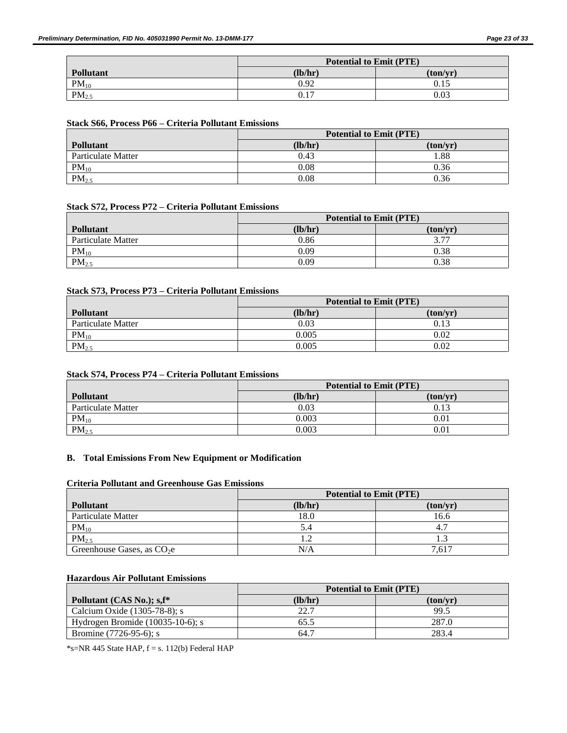| Pollutant | Potential to Emit (PTE) | |
|---|---|---|
| | (lb/hr) | (ton/yr) |
| $PM_{10}$ | 0.92 | 0.15 |
| $PM_{2.5}$ | 0.17 | 0.03 |

**Stack S66, Process P66 – Criteria Pollutant Emissions**

| Pollutant | Potential to Emit (PTE) | |
|---|---|---|
| | (lb/hr) | (ton/yr) |
| Particulate Matter | 0.43 | 1.88 |
| $PM_{10}$ | 0.08 | 0.36 |
| $PM_{2.5}$ | 0.08 | 0.36 |

**Stack S72, Process P72 – Criteria Pollutant Emissions**

| Pollutant | Potential to Emit (PTE) | |
|---|---|---|
| | (lb/hr) | (ton/yr) |
| Particulate Matter | 0.86 | 3.77 |
| $PM_{10}$ | 0.09 | 0.38 |
| $PM_{2.5}$ | 0.09 | 0.38 |

**Stack S73, Process P73 – Criteria Pollutant Emissions**

| Pollutant | Potential to Emit (PTE) | |
|---|---|---|
| | (lb/hr) | (ton/yr) |
| Particulate Matter | 0.03 | 0.13 |
| $PM_{10}$ | 0.005 | 0.02 |
| $PM_{2.5}$ | 0.005 | 0.02 |

**Stack S74, Process P74 – Criteria Pollutant Emissions**

| Pollutant | Potential to Emit (PTE) | |
|---|---|---|
| | (lb/hr) | (ton/yr) |
| Particulate Matter | 0.03 | 0.13 |
| $PM_{10}$ | 0.003 | 0.01 |
| $PM_{2.5}$ | 0.003 | 0.01 |

### B. Total Emissions From New Equipment or Modification

**Criteria Pollutant and Greenhouse Gas Emissions**

| Pollutant | Potential to Emit (PTE) | |
|---|---|---|
| | (lb/hr) | (ton/yr) |
| Particulate Matter | 18.0 | 16.6 |
| $PM_{10}$ | 5.4 | 4.7 |
| $PM_{2.5}$ | 1.2 | 1.3 |
| Greenhouse Gases, as $CO_2e$ | N/A | 7,617 |

**Hazardous Air Pollutant Emissions**

| Pollutant (CAS No.); s,f* | Potential to Emit (PTE) | |
|---|---|---|
| | (lb/hr) | (ton/yr) |
| Calcium Oxide (1305-78-8); s | 22.7 | 99.5 |
| Hydrogen Bromide (10035-10-6); s | 65.5 | 287.0 |
| Bromine (7726-95-6); s | 64.7 | 283.4 |

*s=NR 445 State HAP, f = s. 112(b) Federal HAP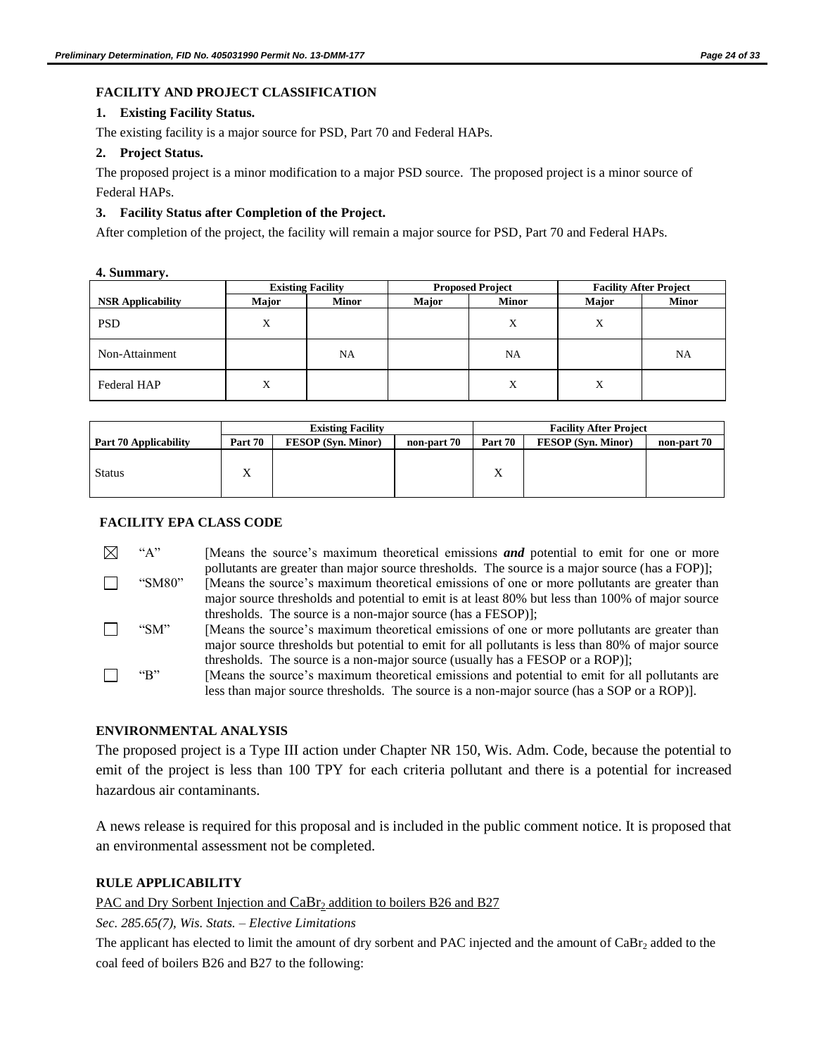## FACILITY AND PROJECT CLASSIFICATION

**1. Existing Facility Status.**

The existing facility is a major source for PSD, Part 70 and Federal HAPs.

**2. Project Status.**

The proposed project is a minor modification to a major PSD source. The proposed project is a minor source of Federal HAPs.

**3. Facility Status after Completion of the Project.**

After completion of the project, the facility will remain a major source for PSD, Part 70 and Federal HAPs.

**4. Summary.**

| | Existing Facility | | Proposed Project | | Facility After Project | |
|---|---|---|---|---|---|---|
| **NSR Applicability** | **Major** | **Minor** | **Major** | **Minor** | **Major** | **Minor** |
| PSD | X | | | X | X | |
| Non-Attainment | | NA | | NA | | NA |
| Federal HAP | X | | | X | X | |

| | Existing Facility | | | Facility After Project | | |
|---|---|---|---|---|---|---|
| **Part 70 Applicability** | **Part 70** | **FESOP (Syn. Minor)** | **non-part 70** | **Part 70** | **FESOP (Syn. Minor)** | **non-part 70** |
| Status | X | | | X | | |

**FACILITY EPA CLASS CODE**

- ☒ "A" [Means the source's maximum theoretical emissions ***and*** potential to emit for one or more pollutants are greater than major source thresholds. The source is a major source (has a FOP)];
- ☐ "SM80" [Means the source's maximum theoretical emissions of one or more pollutants are greater than major source thresholds and potential to emit is at least 80% but less than 100% of major source thresholds. The source is a non-major source (has a FESOP)];
- ☐ "SM" [Means the source's maximum theoretical emissions of one or more pollutants are greater than major source thresholds but potential to emit for all pollutants is less than 80% of major source thresholds. The source is a non-major source (usually has a FESOP or a ROP)];
- ☐ "B" [Means the source's maximum theoretical emissions and potential to emit for all pollutants are less than major source thresholds. The source is a non-major source (has a SOP or a ROP)].

## ENVIRONMENTAL ANALYSIS

The proposed project is a Type III action under Chapter NR 150, Wis. Adm. Code, because the potential to emit of the project is less than 100 TPY for each criteria pollutant and there is a potential for increased hazardous air contaminants.

A news release is required for this proposal and is included in the public comment notice. It is proposed that an environmental assessment not be completed.

## RULE APPLICABILITY

PAC and Dry Sorbent Injection and $CaBr_2$ addition to boilers B26 and B27

*Sec. 285.65(7), Wis. Stats. – Elective Limitations*

The applicant has elected to limit the amount of dry sorbent and PAC injected and the amount of $CaBr_2$ added to the coal feed of boilers B26 and B27 to the following: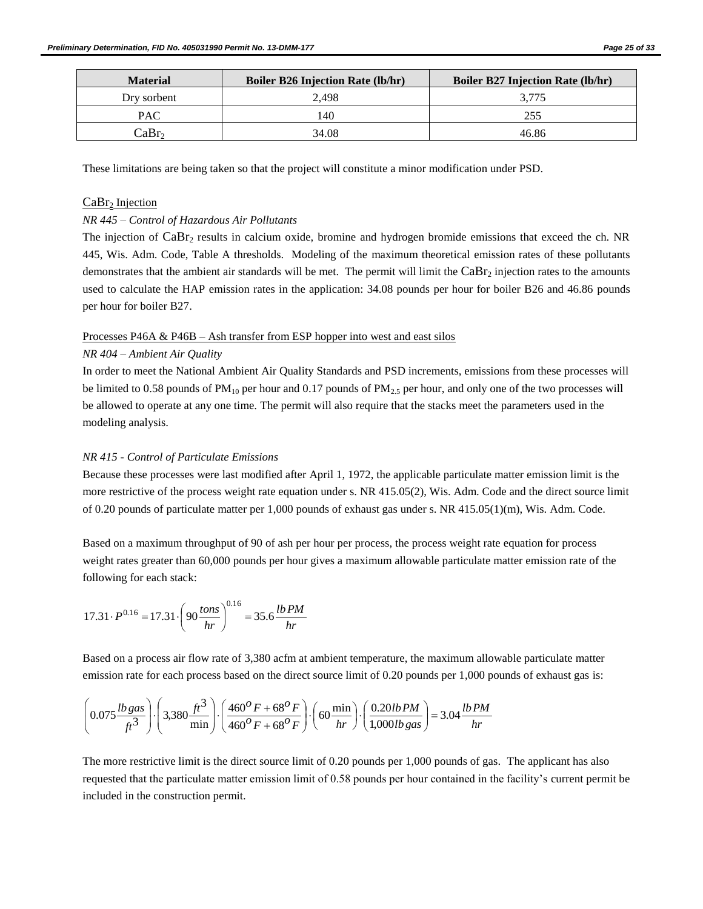| Material | Boiler B26 Injection Rate (lb/hr) | Boiler B27 Injection Rate (lb/hr) |
|---|---|---|
| Dry sorbent | 2,498 | 3,775 |
| PAC | 140 | 255 |
| $CaBr_2$ | 34.08 | 46.86 |

These limitations are being taken so that the project will constitute a minor modification under PSD.

$CaBr_2$ Injection

*NR 445 – Control of Hazardous Air Pollutants*

The injection of $CaBr_2$ results in calcium oxide, bromine and hydrogen bromide emissions that exceed the ch. NR 445, Wis. Adm. Code, Table A thresholds. Modeling of the maximum theoretical emission rates of these pollutants demonstrates that the ambient air standards will be met. The permit will limit the $CaBr_2$ injection rates to the amounts used to calculate the HAP emission rates in the application: 34.08 pounds per hour for boiler B26 and 46.86 pounds per hour for boiler B27.

Processes P46A & P46B – Ash transfer from ESP hopper into west and east silos

*NR 404 – Ambient Air Quality*

In order to meet the National Ambient Air Quality Standards and PSD increments, emissions from these processes will be limited to 0.58 pounds of $PM_{10}$ per hour and 0.17 pounds of $PM_{2.5}$ per hour, and only one of the two processes will be allowed to operate at any one time. The permit will also require that the stacks meet the parameters used in the modeling analysis.

*NR 415 - Control of Particulate Emissions*

Because these processes were last modified after April 1, 1972, the applicable particulate matter emission limit is the more restrictive of the process weight rate equation under s. NR 415.05(2), Wis. Adm. Code and the direct source limit of 0.20 pounds of particulate matter per 1,000 pounds of exhaust gas under s. NR 415.05(1)(m), Wis. Adm. Code.

Based on a maximum throughput of 90 of ash per hour per process, the process weight rate equation for process weight rates greater than 60,000 pounds per hour gives a maximum allowable particulate matter emission rate of the following for each stack:

$$17.31 \cdot P^{0.16} = 17.31 \cdot \left(90 \frac{tons}{hr}\right)^{0.16} = 35.6 \frac{lb\,PM}{hr}$$

Based on a process air flow rate of 3,380 acfm at ambient temperature, the maximum allowable particulate matter emission rate for each process based on the direct source limit of 0.20 pounds per 1,000 pounds of exhaust gas is:

$$\left(0.075 \frac{lb\,gas}{ft^3}\right) \cdot \left(3{,}380 \frac{ft^3}{\min}\right) \cdot \left(\frac{460^oF + 68^oF}{460^oF + 68^oF}\right) \cdot \left(60 \frac{\min}{hr}\right) \cdot \left(\frac{0.20\,lb\,PM}{1{,}000\,lb\,gas}\right) = 3.04 \frac{lb\,PM}{hr}$$

The more restrictive limit is the direct source limit of 0.20 pounds per 1,000 pounds of gas. The applicant has also requested that the particulate matter emission limit of 0.58 pounds per hour contained in the facility's current permit be included in the construction permit.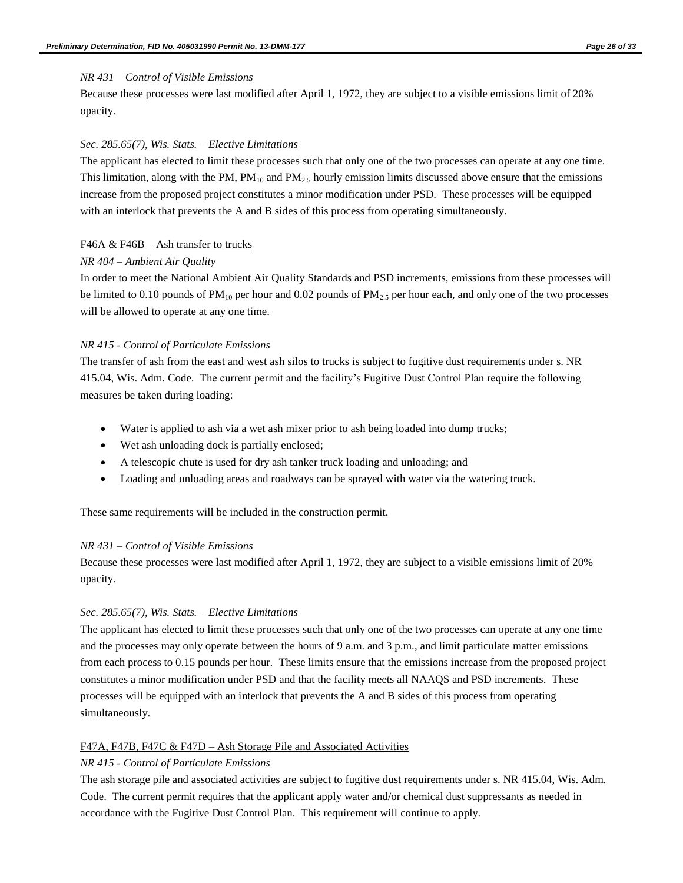*NR 431 – Control of Visible Emissions*

Because these processes were last modified after April 1, 1972, they are subject to a visible emissions limit of 20% opacity.

*Sec. 285.65(7), Wis. Stats. – Elective Limitations*

The applicant has elected to limit these processes such that only one of the two processes can operate at any one time. This limitation, along with the PM, $PM_{10}$ and $PM_{2.5}$ hourly emission limits discussed above ensure that the emissions increase from the proposed project constitutes a minor modification under PSD. These processes will be equipped with an interlock that prevents the A and B sides of this process from operating simultaneously.

F46A & F46B – Ash transfer to trucks

*NR 404 – Ambient Air Quality*

In order to meet the National Ambient Air Quality Standards and PSD increments, emissions from these processes will be limited to 0.10 pounds of $PM_{10}$ per hour and 0.02 pounds of $PM_{2.5}$ per hour each, and only one of the two processes will be allowed to operate at any one time.

*NR 415 - Control of Particulate Emissions*

The transfer of ash from the east and west ash silos to trucks is subject to fugitive dust requirements under s. NR 415.04, Wis. Adm. Code. The current permit and the facility's Fugitive Dust Control Plan require the following measures be taken during loading:

- Water is applied to ash via a wet ash mixer prior to ash being loaded into dump trucks;
- Wet ash unloading dock is partially enclosed;
- A telescopic chute is used for dry ash tanker truck loading and unloading; and
- Loading and unloading areas and roadways can be sprayed with water via the watering truck.

These same requirements will be included in the construction permit.

*NR 431 – Control of Visible Emissions*

Because these processes were last modified after April 1, 1972, they are subject to a visible emissions limit of 20% opacity.

*Sec. 285.65(7), Wis. Stats. – Elective Limitations*

The applicant has elected to limit these processes such that only one of the two processes can operate at any one time and the processes may only operate between the hours of 9 a.m. and 3 p.m., and limit particulate matter emissions from each process to 0.15 pounds per hour. These limits ensure that the emissions increase from the proposed project constitutes a minor modification under PSD and that the facility meets all NAAQS and PSD increments. These processes will be equipped with an interlock that prevents the A and B sides of this process from operating simultaneously.

F47A, F47B, F47C & F47D – Ash Storage Pile and Associated Activities

*NR 415 - Control of Particulate Emissions*

The ash storage pile and associated activities are subject to fugitive dust requirements under s. NR 415.04, Wis. Adm. Code. The current permit requires that the applicant apply water and/or chemical dust suppressants as needed in accordance with the Fugitive Dust Control Plan. This requirement will continue to apply.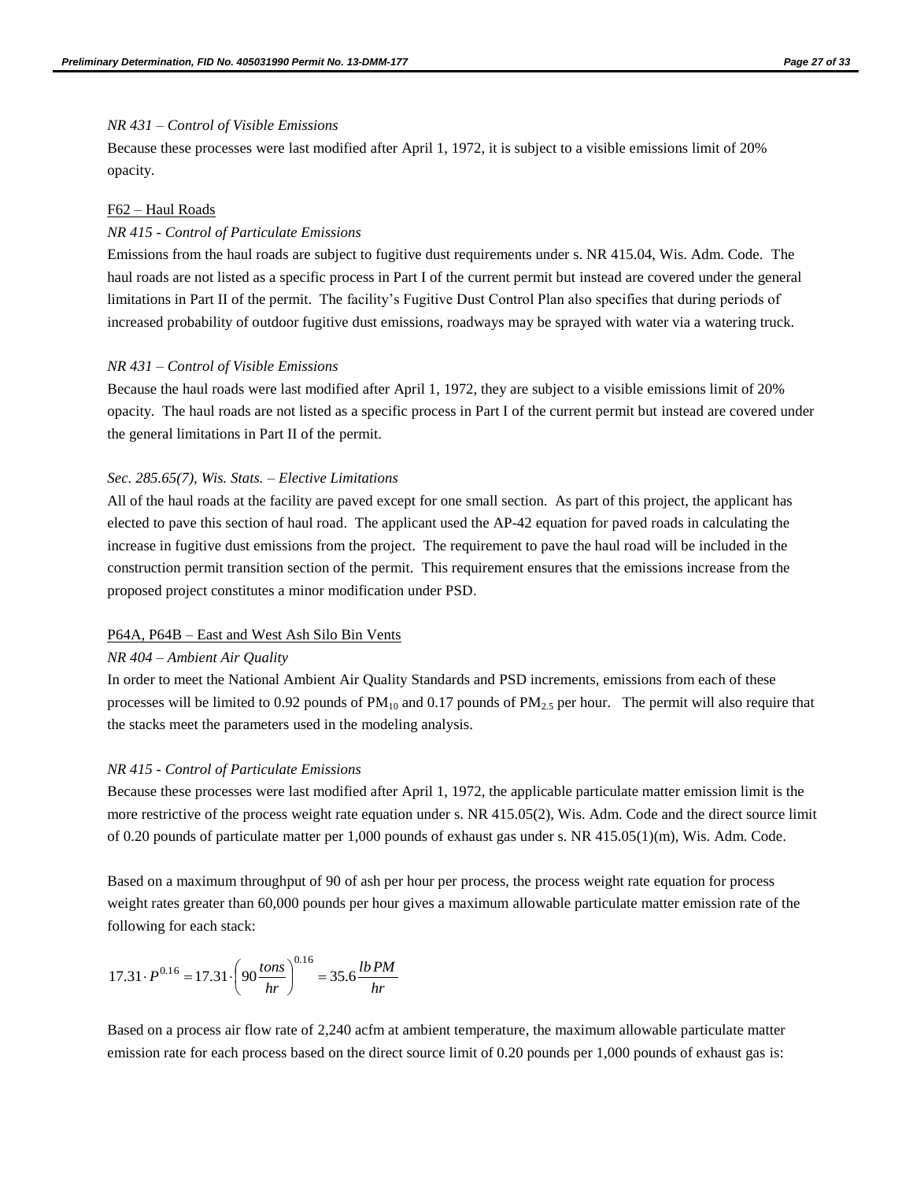*NR 431 – Control of Visible Emissions*

Because these processes were last modified after April 1, 1972, it is subject to a visible emissions limit of 20% opacity.

<u>F62 – Haul Roads</u>

*NR 415 - Control of Particulate Emissions*

Emissions from the haul roads are subject to fugitive dust requirements under s. NR 415.04, Wis. Adm. Code. The haul roads are not listed as a specific process in Part I of the current permit but instead are covered under the general limitations in Part II of the permit. The facility's Fugitive Dust Control Plan also specifies that during periods of increased probability of outdoor fugitive dust emissions, roadways may be sprayed with water via a watering truck.

*NR 431 – Control of Visible Emissions*

Because the haul roads were last modified after April 1, 1972, they are subject to a visible emissions limit of 20% opacity. The haul roads are not listed as a specific process in Part I of the current permit but instead are covered under the general limitations in Part II of the permit.

*Sec. 285.65(7), Wis. Stats. – Elective Limitations*

All of the haul roads at the facility are paved except for one small section. As part of this project, the applicant has elected to pave this section of haul road. The applicant used the AP-42 equation for paved roads in calculating the increase in fugitive dust emissions from the project. The requirement to pave the haul road will be included in the construction permit transition section of the permit. This requirement ensures that the emissions increase from the proposed project constitutes a minor modification under PSD.

<u>P64A, P64B – East and West Ash Silo Bin Vents</u>

*NR 404 – Ambient Air Quality*

In order to meet the National Ambient Air Quality Standards and PSD increments, emissions from each of these processes will be limited to 0.92 pounds of $PM_{10}$ and 0.17 pounds of $PM_{2.5}$ per hour. The permit will also require that the stacks meet the parameters used in the modeling analysis.

*NR 415 - Control of Particulate Emissions*

Because these processes were last modified after April 1, 1972, the applicable particulate matter emission limit is the more restrictive of the process weight rate equation under s. NR 415.05(2), Wis. Adm. Code and the direct source limit of 0.20 pounds of particulate matter per 1,000 pounds of exhaust gas under s. NR 415.05(1)(m), Wis. Adm. Code.

Based on a maximum throughput of 90 of ash per hour per process, the process weight rate equation for process weight rates greater than 60,000 pounds per hour gives a maximum allowable particulate matter emission rate of the following for each stack:

$$17.31 \cdot P^{0.16} = 17.31 \cdot \left(90 \frac{tons}{hr}\right)^{0.16} = 35.6 \frac{lb\,PM}{hr}$$

Based on a process air flow rate of 2,240 acfm at ambient temperature, the maximum allowable particulate matter emission rate for each process based on the direct source limit of 0.20 pounds per 1,000 pounds of exhaust gas is: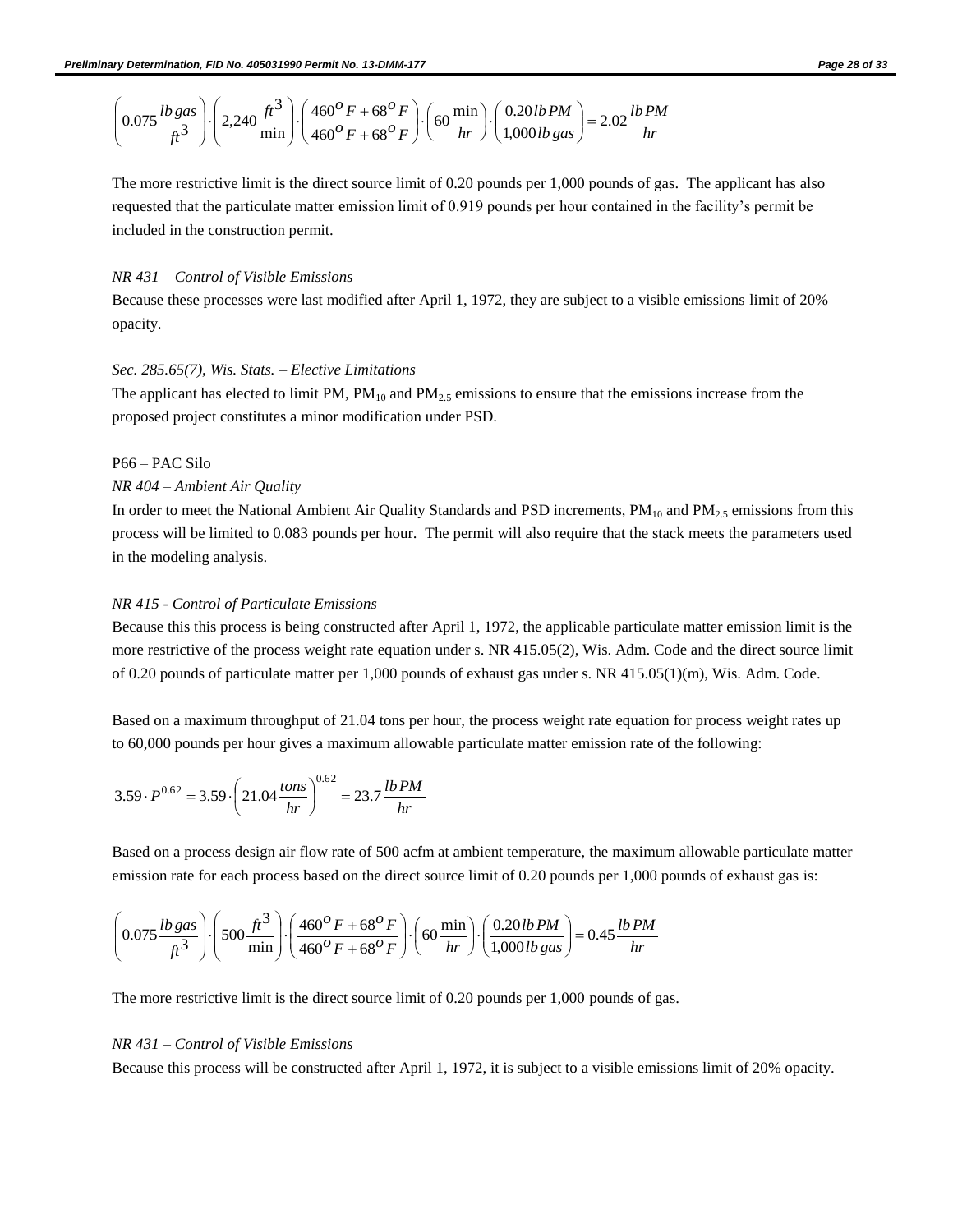$$\left(0.075\frac{lb\,gas}{ft^3}\right)\cdot\left(2{,}240\frac{ft^3}{\min}\right)\cdot\left(\frac{460^oF+68^oF}{460^oF+68^oF}\right)\cdot\left(60\frac{\min}{hr}\right)\cdot\left(\frac{0.20\,lb\,PM}{1{,}000\,lb\,gas}\right)=2.02\frac{lb\,PM}{hr}$$

The more restrictive limit is the direct source limit of 0.20 pounds per 1,000 pounds of gas. The applicant has also requested that the particulate matter emission limit of 0.919 pounds per hour contained in the facility's permit be included in the construction permit.

*NR 431 – Control of Visible Emissions*

Because these processes were last modified after April 1, 1972, they are subject to a visible emissions limit of 20% opacity.

*Sec. 285.65(7), Wis. Stats. – Elective Limitations*

The applicant has elected to limit PM, $PM_{10}$ and $PM_{2.5}$ emissions to ensure that the emissions increase from the proposed project constitutes a minor modification under PSD.

P66 – PAC Silo

*NR 404 – Ambient Air Quality*

In order to meet the National Ambient Air Quality Standards and PSD increments, $PM_{10}$ and $PM_{2.5}$ emissions from this process will be limited to 0.083 pounds per hour. The permit will also require that the stack meets the parameters used in the modeling analysis.

*NR 415 - Control of Particulate Emissions*

Because this this process is being constructed after April 1, 1972, the applicable particulate matter emission limit is the more restrictive of the process weight rate equation under s. NR 415.05(2), Wis. Adm. Code and the direct source limit of 0.20 pounds of particulate matter per 1,000 pounds of exhaust gas under s. NR 415.05(1)(m), Wis. Adm. Code.

Based on a maximum throughput of 21.04 tons per hour, the process weight rate equation for process weight rates up to 60,000 pounds per hour gives a maximum allowable particulate matter emission rate of the following:

$$3.59\cdot P^{0.62}=3.59\cdot\left(21.04\frac{tons}{hr}\right)^{0.62}=23.7\frac{lb\,PM}{hr}$$

Based on a process design air flow rate of 500 acfm at ambient temperature, the maximum allowable particulate matter emission rate for each process based on the direct source limit of 0.20 pounds per 1,000 pounds of exhaust gas is:

$$\left(0.075\frac{lb\,gas}{ft^3}\right)\cdot\left(500\frac{ft^3}{\min}\right)\cdot\left(\frac{460^oF+68^oF}{460^oF+68^oF}\right)\cdot\left(60\frac{\min}{hr}\right)\cdot\left(\frac{0.20\,lb\,PM}{1{,}000\,lb\,gas}\right)=0.45\frac{lb\,PM}{hr}$$

The more restrictive limit is the direct source limit of 0.20 pounds per 1,000 pounds of gas.

*NR 431 – Control of Visible Emissions*

Because this process will be constructed after April 1, 1972, it is subject to a visible emissions limit of 20% opacity.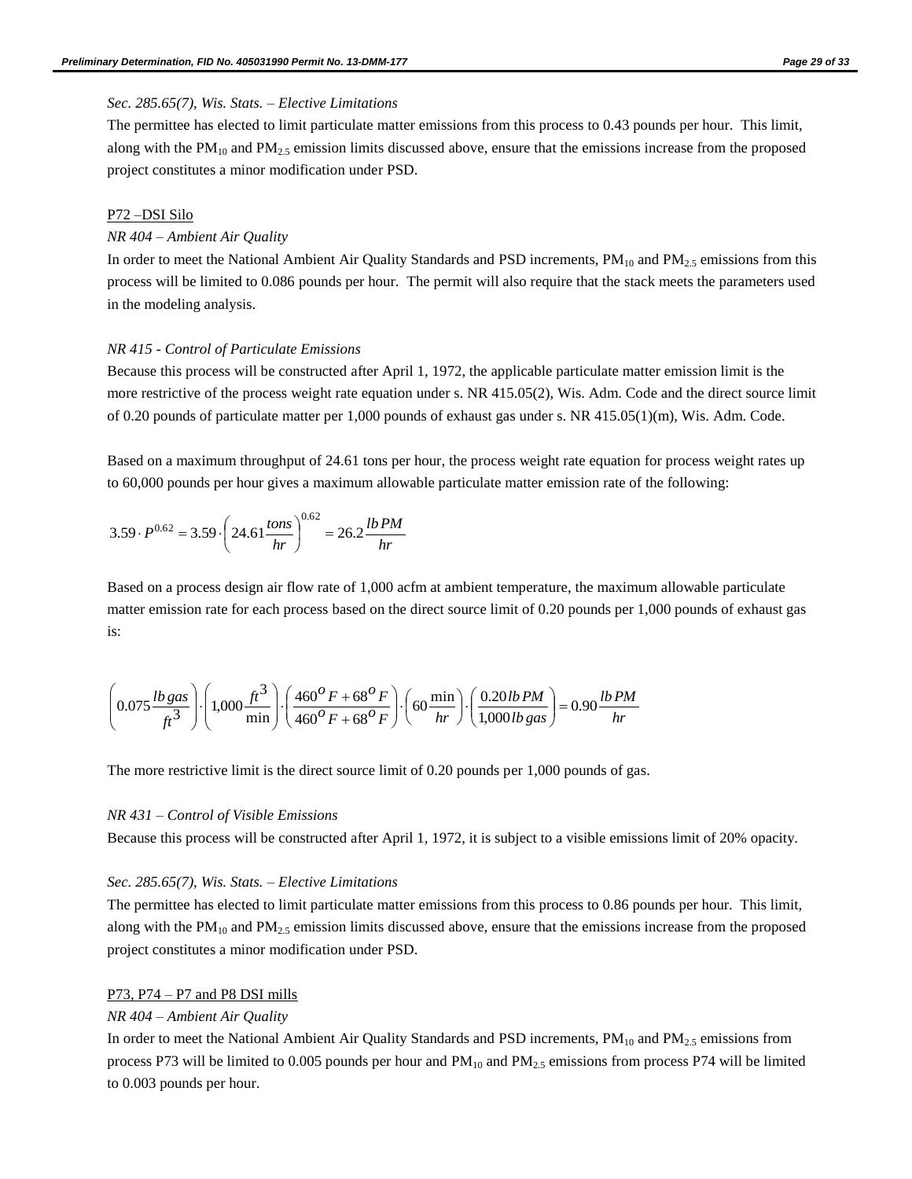*Sec. 285.65(7), Wis. Stats. – Elective Limitations*

The permittee has elected to limit particulate matter emissions from this process to 0.43 pounds per hour. This limit, along with the $PM_{10}$ and $PM_{2.5}$ emission limits discussed above, ensure that the emissions increase from the proposed project constitutes a minor modification under PSD.

P72 –DSI Silo

*NR 404 – Ambient Air Quality*

In order to meet the National Ambient Air Quality Standards and PSD increments, $PM_{10}$ and $PM_{2.5}$ emissions from this process will be limited to 0.086 pounds per hour. The permit will also require that the stack meets the parameters used in the modeling analysis.

*NR 415 - Control of Particulate Emissions*

Because this process will be constructed after April 1, 1972, the applicable particulate matter emission limit is the more restrictive of the process weight rate equation under s. NR 415.05(2), Wis. Adm. Code and the direct source limit of 0.20 pounds of particulate matter per 1,000 pounds of exhaust gas under s. NR 415.05(1)(m), Wis. Adm. Code.

Based on a maximum throughput of 24.61 tons per hour, the process weight rate equation for process weight rates up to 60,000 pounds per hour gives a maximum allowable particulate matter emission rate of the following:

$$3.59 \cdot P^{0.62} = 3.59 \cdot \left(24.61 \frac{tons}{hr}\right)^{0.62} = 26.2 \frac{lb\,PM}{hr}$$

Based on a process design air flow rate of 1,000 acfm at ambient temperature, the maximum allowable particulate matter emission rate for each process based on the direct source limit of 0.20 pounds per 1,000 pounds of exhaust gas is:

$$\left(0.075 \frac{lb\,gas}{ft^3}\right) \cdot \left(1{,}000 \frac{ft^3}{\min}\right) \cdot \left(\frac{460^o F + 68^o F}{460^o F + 68^o F}\right) \cdot \left(60 \frac{\min}{hr}\right) \cdot \left(\frac{0.20\,lb\,PM}{1{,}000\,lb\,gas}\right) = 0.90 \frac{lb\,PM}{hr}$$

The more restrictive limit is the direct source limit of 0.20 pounds per 1,000 pounds of gas.

*NR 431 – Control of Visible Emissions*

Because this process will be constructed after April 1, 1972, it is subject to a visible emissions limit of 20% opacity.

*Sec. 285.65(7), Wis. Stats. – Elective Limitations*

The permittee has elected to limit particulate matter emissions from this process to 0.86 pounds per hour. This limit, along with the $PM_{10}$ and $PM_{2.5}$ emission limits discussed above, ensure that the emissions increase from the proposed project constitutes a minor modification under PSD.

P73, P74 – P7 and P8 DSI mills

*NR 404 – Ambient Air Quality*

In order to meet the National Ambient Air Quality Standards and PSD increments, $PM_{10}$ and $PM_{2.5}$ emissions from process P73 will be limited to 0.005 pounds per hour and $PM_{10}$ and $PM_{2.5}$ emissions from process P74 will be limited to 0.003 pounds per hour.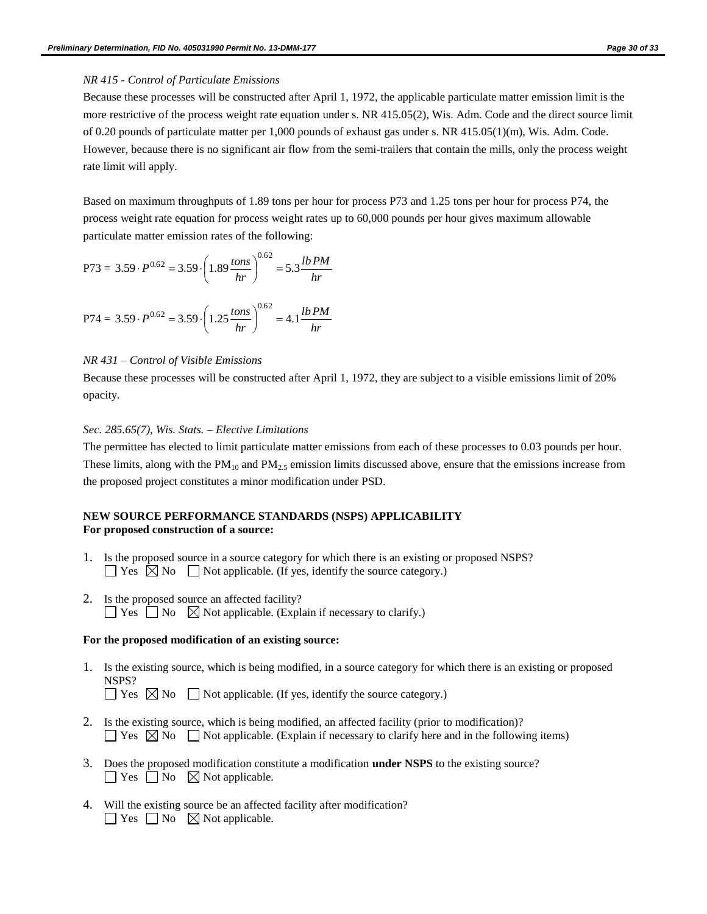*NR 415 - Control of Particulate Emissions*

Because these processes will be constructed after April 1, 1972, the applicable particulate matter emission limit is the more restrictive of the process weight rate equation under s. NR 415.05(2), Wis. Adm. Code and the direct source limit of 0.20 pounds of particulate matter per 1,000 pounds of exhaust gas under s. NR 415.05(1)(m), Wis. Adm. Code. However, because there is no significant air flow from the semi-trailers that contain the mills, only the process weight rate limit will apply.

Based on maximum throughputs of 1.89 tons per hour for process P73 and 1.25 tons per hour for process P74, the process weight rate equation for process weight rates up to 60,000 pounds per hour gives maximum allowable particulate matter emission rates of the following:

$$\text{P73} = 3.59 \cdot P^{0.62} = 3.59 \cdot \left(1.89 \frac{tons}{hr}\right)^{0.62} = 5.3 \frac{lb\,PM}{hr}$$

$$\text{P74} = 3.59 \cdot P^{0.62} = 3.59 \cdot \left(1.25 \frac{tons}{hr}\right)^{0.62} = 4.1 \frac{lb\,PM}{hr}$$

*NR 431 – Control of Visible Emissions*

Because these processes will be constructed after April 1, 1972, they are subject to a visible emissions limit of 20% opacity.

*Sec. 285.65(7), Wis. Stats. – Elective Limitations*

The permittee has elected to limit particulate matter emissions from each of these processes to 0.03 pounds per hour. These limits, along with the $PM_{10}$ and $PM_{2.5}$ emission limits discussed above, ensure that the emissions increase from the proposed project constitutes a minor modification under PSD.

**NEW SOURCE PERFORMANCE STANDARDS (NSPS) APPLICABILITY**
**For proposed construction of a source:**

1. Is the proposed source in a source category for which there is an existing or proposed NSPS?
   ☐ Yes ☒ No ☐ Not applicable. (If yes, identify the source category.)

2. Is the proposed source an affected facility?
   ☐ Yes ☐ No ☒ Not applicable. (Explain if necessary to clarify.)

**For the proposed modification of an existing source:**

1. Is the existing source, which is being modified, in a source category for which there is an existing or proposed NSPS?
   ☐ Yes ☒ No ☐ Not applicable. (If yes, identify the source category.)

2. Is the existing source, which is being modified, an affected facility (prior to modification)?
   ☐ Yes ☒ No ☐ Not applicable. (Explain if necessary to clarify here and in the following items)

3. Does the proposed modification constitute a modification **under NSPS** to the existing source?
   ☐ Yes ☐ No ☒ Not applicable.

4. Will the existing source be an affected facility after modification?
   ☐ Yes ☐ No ☒ Not applicable.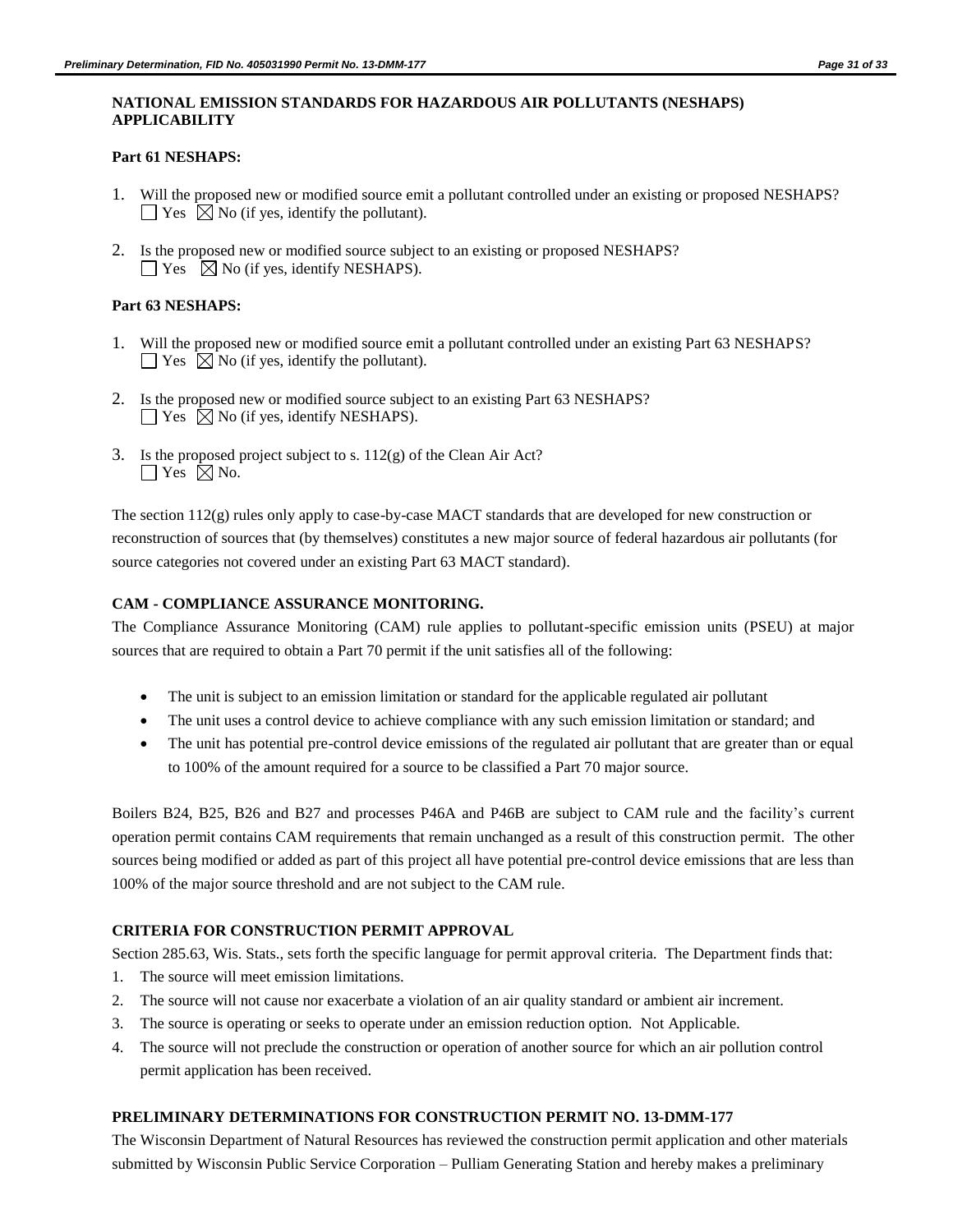## NATIONAL EMISSION STANDARDS FOR HAZARDOUS AIR POLLUTANTS (NESHAPS) APPLICABILITY

### Part 61 NESHAPS:

1. Will the proposed new or modified source emit a pollutant controlled under an existing or proposed NESHAPS?
   ☐ Yes ☒ No (if yes, identify the pollutant).
2. Is the proposed new or modified source subject to an existing or proposed NESHAPS?
   ☐ Yes ☒ No (if yes, identify NESHAPS).

### Part 63 NESHAPS:

1. Will the proposed new or modified source emit a pollutant controlled under an existing Part 63 NESHAPS?
   ☐ Yes ☒ No (if yes, identify the pollutant).
2. Is the proposed new or modified source subject to an existing Part 63 NESHAPS?
   ☐ Yes ☒ No (if yes, identify NESHAPS).
3. Is the proposed project subject to s. 112(g) of the Clean Air Act?
   ☐ Yes ☒ No.

The section 112(g) rules only apply to case-by-case MACT standards that are developed for new construction or reconstruction of sources that (by themselves) constitutes a new major source of federal hazardous air pollutants (for source categories not covered under an existing Part 63 MACT standard).

## CAM - COMPLIANCE ASSURANCE MONITORING.

The Compliance Assurance Monitoring (CAM) rule applies to pollutant-specific emission units (PSEU) at major sources that are required to obtain a Part 70 permit if the unit satisfies all of the following:

- The unit is subject to an emission limitation or standard for the applicable regulated air pollutant
- The unit uses a control device to achieve compliance with any such emission limitation or standard; and
- The unit has potential pre-control device emissions of the regulated air pollutant that are greater than or equal to 100% of the amount required for a source to be classified a Part 70 major source.

Boilers B24, B25, B26 and B27 and processes P46A and P46B are subject to CAM rule and the facility's current operation permit contains CAM requirements that remain unchanged as a result of this construction permit. The other sources being modified or added as part of this project all have potential pre-control device emissions that are less than 100% of the major source threshold and are not subject to the CAM rule.

## CRITERIA FOR CONSTRUCTION PERMIT APPROVAL

Section 285.63, Wis. Stats., sets forth the specific language for permit approval criteria. The Department finds that:

1. The source will meet emission limitations.
2. The source will not cause nor exacerbate a violation of an air quality standard or ambient air increment.
3. The source is operating or seeks to operate under an emission reduction option. Not Applicable.
4. The source will not preclude the construction or operation of another source for which an air pollution control permit application has been received.

## PRELIMINARY DETERMINATIONS FOR CONSTRUCTION PERMIT NO. 13-DMM-177

The Wisconsin Department of Natural Resources has reviewed the construction permit application and other materials submitted by Wisconsin Public Service Corporation – Pulliam Generating Station and hereby makes a preliminary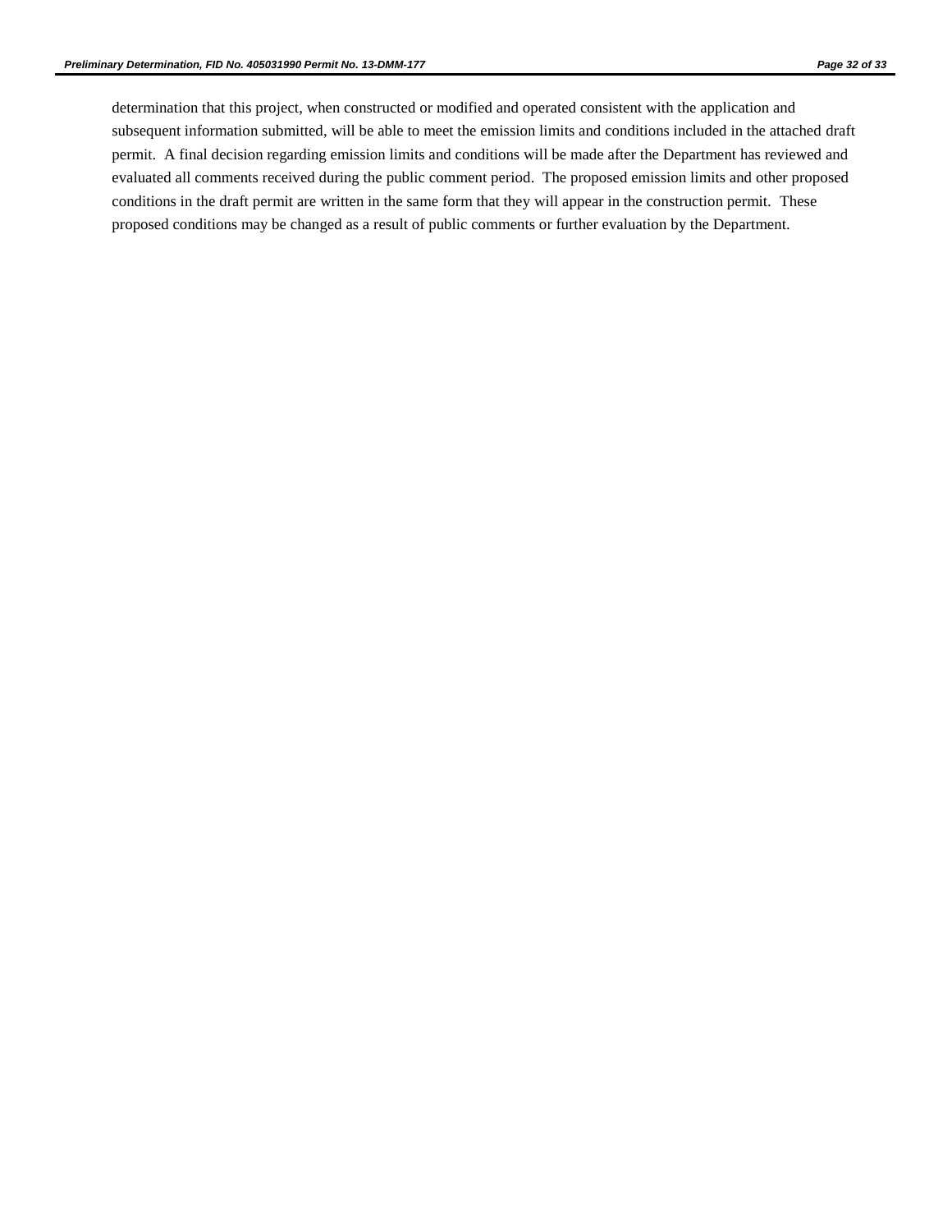determination that this project, when constructed or modified and operated consistent with the application and subsequent information submitted, will be able to meet the emission limits and conditions included in the attached draft permit. A final decision regarding emission limits and conditions will be made after the Department has reviewed and evaluated all comments received during the public comment period. The proposed emission limits and other proposed conditions in the draft permit are written in the same form that they will appear in the construction permit. These proposed conditions may be changed as a result of public comments or further evaluation by the Department.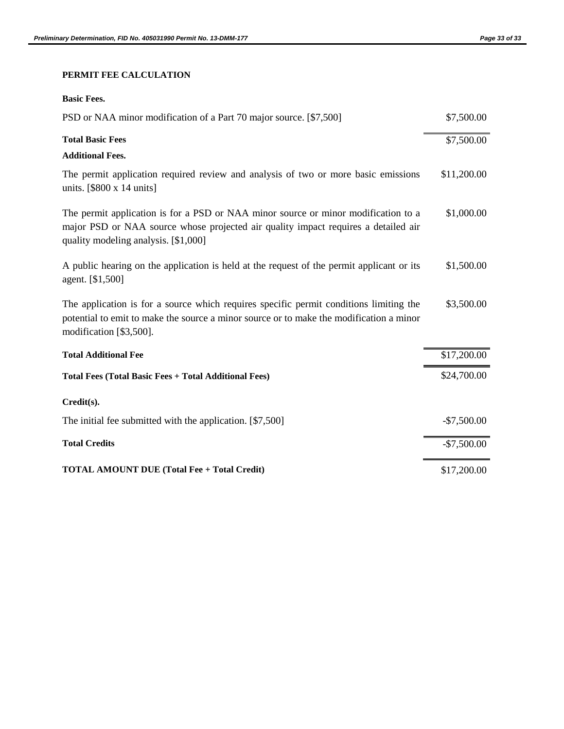**PERMIT FEE CALCULATION**

| | |
|---|---|
| **Basic Fees.** | |
| PSD or NAA minor modification of a Part 70 major source. [$7,500] | $7,500.00 |
| **Total Basic Fees** | $7,500.00 |
| **Additional Fees.** | |
| The permit application required review and analysis of two or more basic emissions units. [$800 x 14 units] | $11,200.00 |
| The permit application is for a PSD or NAA minor source or minor modification to a major PSD or NAA source whose projected air quality impact requires a detailed air quality modeling analysis. [$1,000] | $1,000.00 |
| A public hearing on the application is held at the request of the permit applicant or its agent. [$1,500] | $1,500.00 |
| The application is for a source which requires specific permit conditions limiting the potential to emit to make the source a minor source or to make the modification a minor modification [$3,500]. | $3,500.00 |
| **Total Additional Fee** | $17,200.00 |
| **Total Fees (Total Basic Fees + Total Additional Fees)** | $24,700.00 |
| **Credit(s).** | |
| The initial fee submitted with the application. [$7,500] | -$7,500.00 |
| **Total Credits** | -$7,500.00 |
| **TOTAL AMOUNT DUE (Total Fee + Total Credit)** | $17,200.00 |